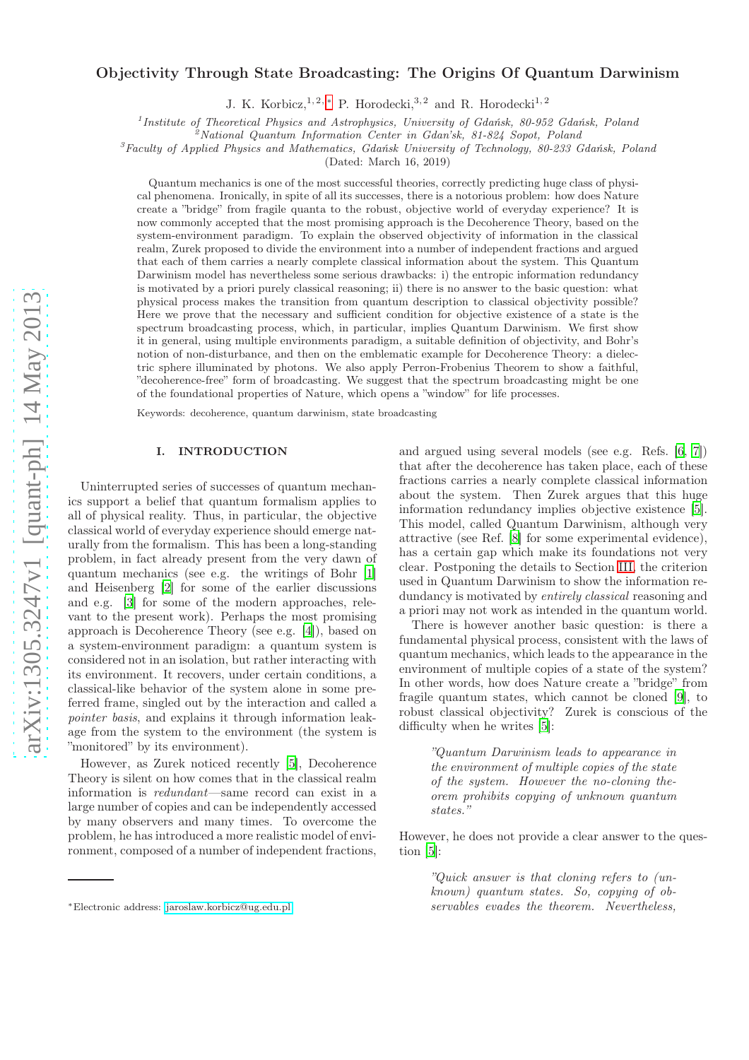# Objectivity Through State Broadcasting: The Origins Of Quantum Darwinism

J. K. Korbicz,[1,2,*] P. Horodecki,[3,2] and R. Horodecki[1,2]

[1] Institute of Theoretical Physics and Astrophysics, University of Gdańsk, 80-952 Gdańsk, Poland
[2] National Quantum Information Center in Gdan'sk, 81-824 Sopot, Poland
[3] Faculty of Applied Physics and Mathematics, Gdańsk University of Technology, 80-233 Gdańsk, Poland

(Dated: March 16, 2019)

Quantum mechanics is one of the most successful theories, correctly predicting huge class of physical phenomena. Ironically, in spite of all its successes, there is a notorious problem: how does Nature create a "bridge" from fragile quanta to the robust, objective world of everyday experience? It is now commonly accepted that the most promising approach is the Decoherence Theory, based on the system-environment paradigm. To explain the observed objectivity of information in the classical realm, Zurek proposed to divide the environment into a number of independent fractions and argued that each of them carries a nearly complete classical information about the system. This Quantum Darwinism model has nevertheless some serious drawbacks: i) the entropic information redundancy is motivated by a priori purely classical reasoning; ii) there is no answer to the basic question: what physical process makes the transition from quantum description to classical objectivity possible? Here we prove that the necessary and sufficient condition for objective existence of a state is the spectrum broadcasting process, which, in particular, implies Quantum Darwinism. We first show it in general, using multiple environments paradigm, a suitable definition of objectivity, and Bohr's notion of non-disturbance, and then on the emblematic example for Decoherence Theory: a dielectric sphere illuminated by photons. We also apply Perron-Frobenius Theorem to show a faithful, "decoherence-free" form of broadcasting. We suggest that the spectrum broadcasting might be one of the foundational properties of Nature, which opens a "window" for life processes.

Keywords: decoherence, quantum darwinism, state broadcasting

## I. INTRODUCTION

Uninterrupted series of successes of quantum mechanics support a belief that quantum formalism applies to all of physical reality. Thus, in particular, the objective classical world of everyday experience should emerge naturally from the formalism. This has been a long-standing problem, in fact already present from the very dawn of quantum mechanics (see e.g. the writings of Bohr [1] and Heisenberg [2] for some of the earlier discussions and e.g. [3] for some of the modern approaches, relevant to the present work). Perhaps the most promising approach is Decoherence Theory (see e.g. [4]), based on a system-environment paradigm: a quantum system is considered not in an isolation, but rather interacting with its environment. It recovers, under certain conditions, a classical-like behavior of the system alone in some preferred frame, singled out by the interaction and called a *pointer basis*, and explains it through information leakage from the system to the environment (the system is "monitored" by its environment).

However, as Zurek noticed recently [5], Decoherence Theory is silent on how comes that in the classical realm information is *redundant*—same record can exist in a large number of copies and can be independently accessed by many observers and many times. To overcome the problem, he has introduced a more realistic model of environment, composed of a number of independent fractions, and argued using several models (see e.g. Refs. [6, 7]) that after the decoherence has taken place, each of these fractions carries a nearly complete classical information about the system. Then Zurek argues that this huge information redundancy implies objective existence [5]. This model, called Quantum Darwinism, although very attractive (see Ref. [8] for some experimental evidence), has a certain gap which make its foundations not very clear. Postponing the details to Section III, the criterion used in Quantum Darwinism to show the information redundancy is motivated by *entirely classical* reasoning and a priori may not work as intended in the quantum world.

There is however another basic question: is there a fundamental physical process, consistent with the laws of quantum mechanics, which leads to the appearance in the environment of multiple copies of a state of the system? In other words, how does Nature create a "bridge" from fragile quantum states, which cannot be cloned [9], to robust classical objectivity? Zurek is conscious of the difficulty when he writes [5]:

> *"Quantum Darwinism leads to appearance in the environment of multiple copies of the state of the system. However the no-cloning theorem prohibits copying of unknown quantum states."*

However, he does not provide a clear answer to the question [5]:

> *"Quick answer is that cloning refers to (unknown) quantum states. So, copying of observables evades the theorem. Nevertheless,*

*Electronic address: jaroslaw.korbicz@ug.edu.pl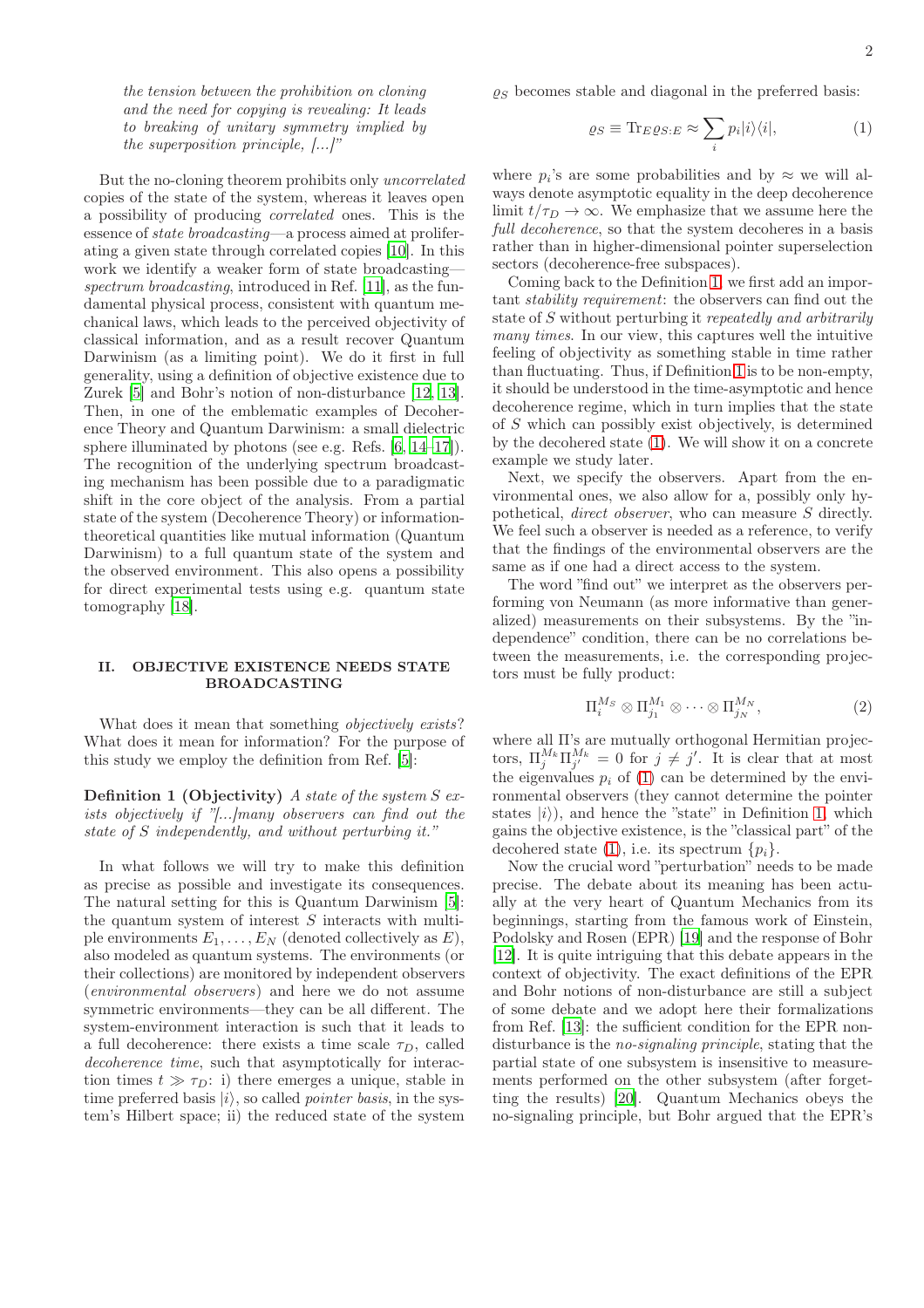*the tension between the prohibition on cloning and the need for copying is revealing: It leads to breaking of unitary symmetry implied by the superposition principle, [...]"*

But the no-cloning theorem prohibits only *uncorrelated* copies of the state of the system, whereas it leaves open a possibility of producing *correlated* ones. This is the essence of *state broadcasting*—a process aimed at proliferating a given state through correlated copies [10]. In this work we identify a weaker form of state broadcasting—*spectrum broadcasting*, introduced in Ref. [11], as the fundamental physical process, consistent with quantum mechanical laws, which leads to the perceived objectivity of classical information, and as a result recover Quantum Darwinism (as a limiting point). We do it first in full generality, using a definition of objective existence due to Zurek [5] and Bohr's notion of non-disturbance [12, 13]. Then, in one of the emblematic examples of Decoherence Theory and Quantum Darwinism: a small dielectric sphere illuminated by photons (see e.g. Refs. [6, 14–17]). The recognition of the underlying spectrum broadcasting mechanism has been possible due to a paradigmatic shift in the core object of the analysis. From a partial state of the system (Decoherence Theory) or information-theoretical quantities like mutual information (Quantum Darwinism) to a full quantum state of the system and the observed environment. This also opens a possibility for direct experimental tests using e.g. quantum state tomography [18].

## II. OBJECTIVE EXISTENCE NEEDS STATE BROADCASTING

What does it mean that something *objectively exists*? What does it mean for information? For the purpose of this study we employ the definition from Ref. [5]:

**Definition 1 (Objectivity)** *A state of the system S exists objectively if "[...]many observers can find out the state of S independently, and without perturbing it."*

In what follows we will try to make this definition as precise as possible and investigate its consequences. The natural setting for this is Quantum Darwinism [5]: the quantum system of interest $S$ interacts with multiple environments $E_1, \dots, E_N$ (denoted collectively as $E$), also modeled as quantum systems. The environments (or their collections) are monitored by independent observers (*environmental observers*) and here we do not assume symmetric environments—they can be all different. The system-environment interaction is such that it leads to a full decoherence: there exists a time scale $\tau_D$, called *decoherence time*, such that asymptotically for interaction times $t \gg \tau_D$: i) there emerges a unique, stable in time preferred basis $|i\rangle$, so called *pointer basis*, in the system's Hilbert space; ii) the reduced state of the system $\varrho_S$ becomes stable and diagonal in the preferred basis:

$$\varrho_S \equiv \mathrm{Tr}_E \varrho_{S:E} \approx \sum_i p_i |i\rangle\langle i|, \tag{1}$$

where $p_i$'s are some probabilities and by $\approx$ we will always denote asymptotic equality in the deep decoherence limit $t/\tau_D \to \infty$. We emphasize that we assume here the *full decoherence*, so that the system decoheres in a basis rather than in higher-dimensional pointer superselection sectors (decoherence-free subspaces).

Coming back to the Definition 1, we first add an important *stability requirement*: the observers can find out the state of $S$ without perturbing it *repeatedly and arbitrarily many times*. In our view, this captures well the intuitive feeling of objectivity as something stable in time rather than fluctuating. Thus, if Definition 1 is to be non-empty, it should be understood in the time-asymptotic and hence decoherence regime, which in turn implies that the state of $S$ which can possibly exist objectively, is determined by the decohered state (1). We will show it on a concrete example we study later.

Next, we specify the observers. Apart from the environmental ones, we also allow for a, possibly only hypothetical, *direct observer*, who can measure $S$ directly. We feel such a observer is needed as a reference, to verify that the findings of the environmental observers are the same as if one had a direct access to the system.

The word "find out" we interpret as the observers performing von Neumann (as more informative than generalized) measurements on their subsystems. By the "independence" condition, there can be no correlations between the measurements, i.e. the corresponding projectors must be fully product:

$$\Pi_i^{M_S} \otimes \Pi_{j_1}^{M_1} \otimes \dots \otimes \Pi_{j_N}^{M_N}, \tag{2}$$

where all $\Pi$'s are mutually orthogonal Hermitian projectors, $\Pi_j^{M_k} \Pi_{j'}^{M_k} = 0$ for $j \neq j'$. It is clear that at most the eigenvalues $p_i$ of (1) can be determined by the environmental observers (they cannot determine the pointer states $|i\rangle$), and hence the "state" in Definition 1, which gains the objective existence, is the "classical part" of the decohered state (1), i.e. its spectrum $\{p_i\}$.

Now the crucial word "perturbation" needs to be made precise. The debate about its meaning has been actually at the very heart of Quantum Mechanics from its beginnings, starting from the famous work of Einstein, Podolsky and Rosen (EPR) [19] and the response of Bohr [12]. It is quite intriguing that this debate appears in the context of objectivity. The exact definitions of the EPR and Bohr notions of non-disturbance are still a subject of some debate and we adopt here their formalizations from Ref. [13]: the sufficient condition for the EPR non-disturbance is the *no-signaling principle*, stating that the partial state of one subsystem is insensitive to measurements performed on the other subsystem (after forgetting the results) [20]. Quantum Mechanics obeys the no-signaling principle, but Bohr argued that the EPR's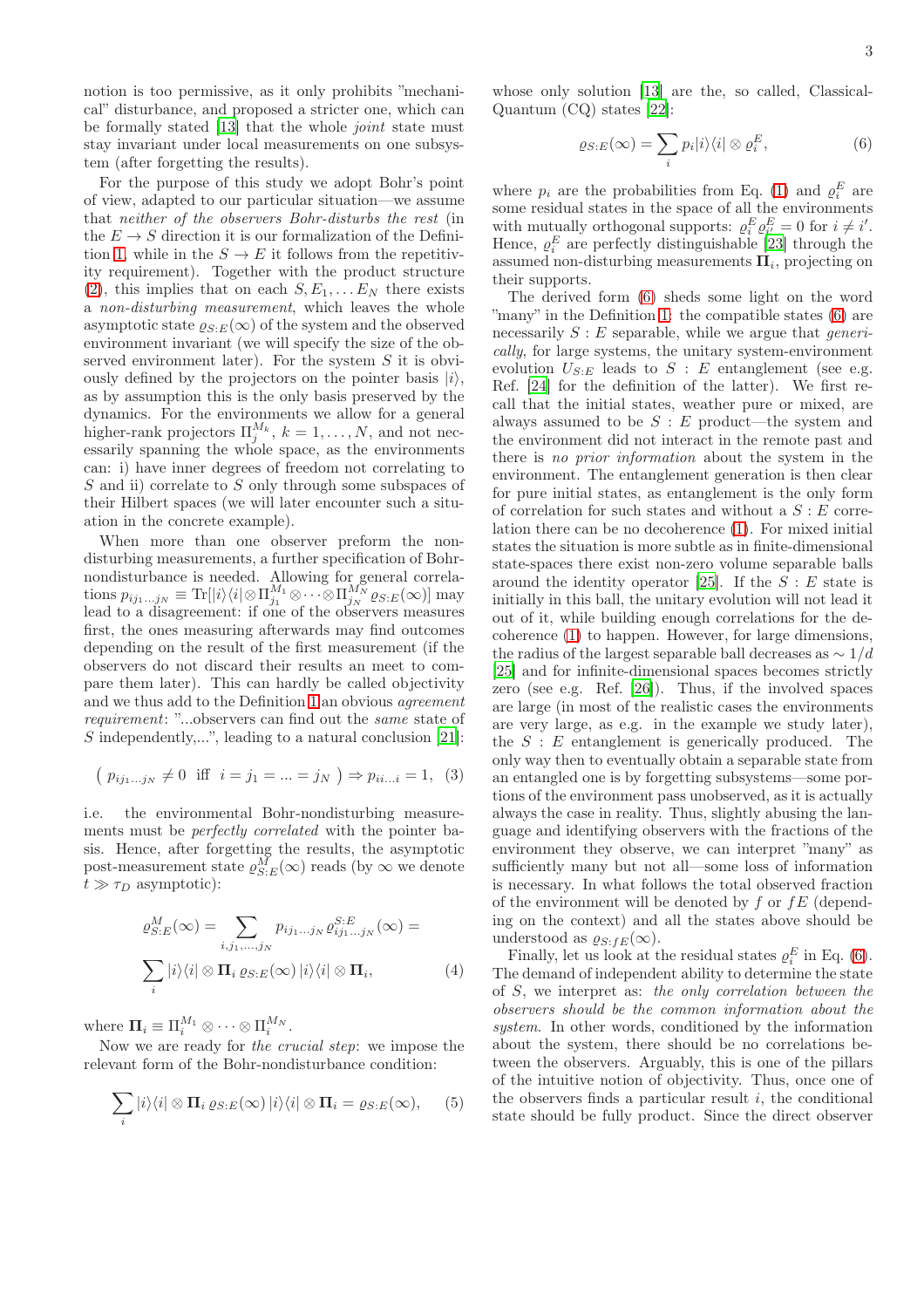notion is too permissive, as it only prohibits "mechanical" disturbance, and proposed a stricter one, which can be formally stated [13] that the whole *joint* state must stay invariant under local measurements on one subsystem (after forgetting the results).

For the purpose of this study we adopt Bohr's point of view, adapted to our particular situation—we assume that *neither of the observers Bohr-disturbs the rest* (in the $E \to S$ direction it is our formalization of the Definition 1, while in the $S \to E$ it follows from the repetitivity requirement). Together with the product structure (2), this implies that on each $S, E_1, \dots E_N$ there exists a *non-disturbing measurement*, which leaves the whole asymptotic state $\varrho_{S:E}(\infty)$ of the system and the observed environment invariant (we will specify the size of the observed environment later). For the system $S$ it is obviously defined by the projectors on the pointer basis $|i\rangle$, as by assumption this is the only basis preserved by the dynamics. For the environments we allow for a general higher-rank projectors $\Pi_j^{M_k}$, $k = 1, \dots, N$, and not necessarily spanning the whole space, as the environments can: i) have inner degrees of freedom not correlating to $S$ and ii) correlate to $S$ only through some subspaces of their Hilbert spaces (we will later encounter such a situation in the concrete example).

When more than one observer preform the non-disturbing measurements, a further specification of Bohr-nondisturbance is needed. Allowing for general correlations $p_{ij_1\dots j_N} \equiv \mathrm{Tr}[|i\rangle\langle i| \otimes \Pi_{j_1}^{M_1} \otimes \dots \otimes \Pi_{j_N}^{M_N} \varrho_{S:E}(\infty)]$ may lead to a disagreement: if one of the observers measures first, the ones measuring afterwards may find outcomes depending on the result of the first measurement (if the observers do not discard their results an meet to compare them later). This can hardly be called objectivity and we thus add to the Definition 1 an obvious *agreement requirement*: "...observers can find out the *same* state of $S$ independently,...", leading to a natural conclusion [21]:

$$\left( p_{ij_1\dots j_N} \neq 0 \ \text{ iff } \ i = j_1 = \dots = j_N \right) \Rightarrow p_{ii\dots i} = 1, \quad (3)$$

i.e. the environmental Bohr-nondisturbing measurements must be *perfectly correlated* with the pointer basis. Hence, after forgetting the results, the asymptotic post-measurement state $\varrho^M_{S:E}(\infty)$ reads (by $\infty$ we denote $t \gg \tau_D$ asymptotic):

$$\varrho^M_{S:E}(\infty) = \sum_{i,j_1,\dots,j_N} p_{ij_1\dots j_N} \varrho^{S:E}_{ij_1\dots j_N}(\infty) = \sum_i |i\rangle\langle i| \otimes \mathbf{\Pi}_i \, \varrho_{S:E}(\infty) \, |i\rangle\langle i| \otimes \mathbf{\Pi}_i, \quad (4)$$

where $\mathbf{\Pi}_i \equiv \Pi_i^{M_1} \otimes \dots \otimes \Pi_i^{M_N}$.

Now we are ready for *the crucial step*: we impose the relevant form of the Bohr-nondisturbance condition:

$$\sum_i |i\rangle\langle i| \otimes \mathbf{\Pi}_i \, \varrho_{S:E}(\infty) \, |i\rangle\langle i| \otimes \mathbf{\Pi}_i = \varrho_{S:E}(\infty), \quad (5)$$

whose only solution [13] are the, so called, Classical-Quantum (CQ) states [22]:

$$\varrho_{S:E}(\infty) = \sum_i p_i |i\rangle\langle i| \otimes \varrho_i^E, \quad (6)$$

where $p_i$ are the probabilities from Eq. (1) and $\varrho_i^E$ are some residual states in the space of all the environments with mutually orthogonal supports: $\varrho_i^E \varrho_{i'}^E = 0$ for $i \neq i'$. Hence, $\varrho_i^E$ are perfectly distinguishable [23] through the assumed non-disturbing measurements $\mathbf{\Pi}_i$, projecting on their supports.

The derived form (6) sheds some light on the word "many" in the Definition 1: the compatible states (6) are necessarily $S:E$ separable, while we argue that *generically*, for large systems, the unitary system-environment evolution $U_{S:E}$ leads to $S:E$ entanglement (see e.g. Ref. [24] for the definition of the latter). We first recall that the initial states, weather pure or mixed, are always assumed to be $S:E$ product—the system and the environment did not interact in the remote past and there is *no prior information* about the system in the environment. The entanglement generation is then clear for pure initial states, as entanglement is the only form of correlation for such states and without a $S:E$ correlation there can be no decoherence (1). For mixed initial states the situation is more subtle as in finite-dimensional state-spaces there exist non-zero volume separable balls around the identity operator [25]. If the $S:E$ state is initially in this ball, the unitary evolution will not lead it out of it, while building enough correlations for the decoherence (1) to happen. However, for large dimensions, the radius of the largest separable ball decreases as $\sim 1/d$ [25] and for infinite-dimensional spaces becomes strictly zero (see e.g. Ref. [26]). Thus, if the involved spaces are large (in most of the realistic cases the environments are very large, as e.g. in the example we study later), the $S:E$ entanglement is generically produced. The only way then to eventually obtain a separable state from an entangled one is by forgetting subsystems—some portions of the environment pass unobserved, as it is actually always the case in reality. Thus, slightly abusing the language and identifying observers with the fractions of the environment they observe, we can interpret "many" as sufficiently many but not all—some loss of information is necessary. In what follows the total observed fraction of the environment will be denoted by $f$ or $fE$ (depending on the context) and all the states above should be understood as $\varrho_{S:fE}(\infty)$.

Finally, let us look at the residual states $\varrho_i^E$ in Eq. (6). The demand of independent ability to determine the state of $S$, we interpret as: *the only correlation between the observers should be the common information about the system*. In other words, conditioned by the information about the system, there should be no correlations between the observers. Arguably, this is one of the pillars of the intuitive notion of objectivity. Thus, once one of the observers finds a particular result $i$, the conditional state should be fully product. Since the direct observer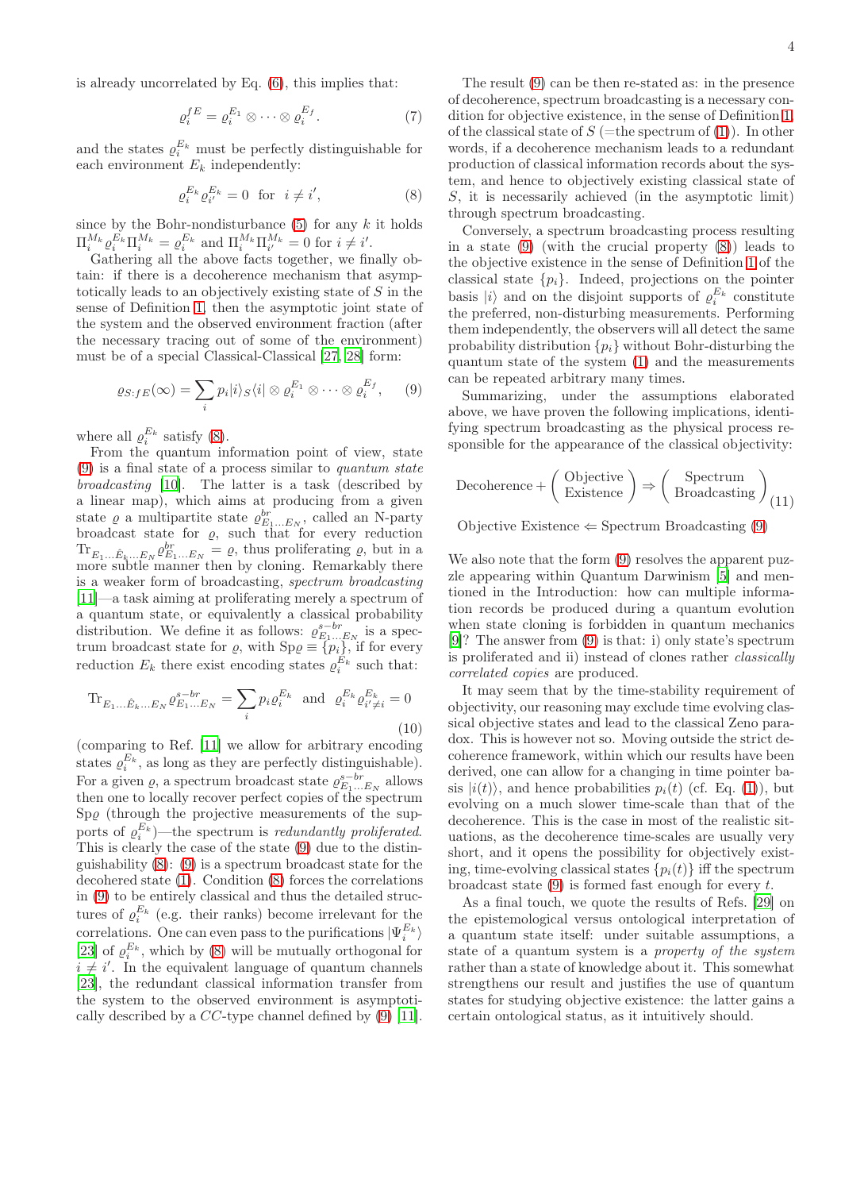is already uncorrelated by Eq. (6), this implies that:

$$\varrho_i^{fE} = \varrho_i^{E_1} \otimes \cdots \otimes \varrho_i^{E_f}. \tag{7}$$

and the states $\varrho_i^{E_k}$ must be perfectly distinguishable for each environment $E_k$ independently:

$$\varrho_i^{E_k}\varrho_{i'}^{E_k} = 0 \quad \text{for} \quad i \neq i', \tag{8}$$

since by the Bohr-nondisturbance (5) for any $k$ it holds $\Pi_i^{M_k}\varrho_i^{E_k}\Pi_i^{M_k} = \varrho_i^{E_k}$ and $\Pi_i^{M_k}\Pi_{i'}^{M_k} = 0$ for $i \neq i'$.

Gathering all the above facts together, we finally obtain: if there is a decoherence mechanism that asymptotically leads to an objectively existing state of $S$ in the sense of Definition 1, then the asymptotic joint state of the system and the observed environment fraction (after the necessary tracing out of some of the environment) must be of a special Classical-Classical [27, 28] form:

$$\varrho_{S:fE}(\infty) = \sum_i p_i |i\rangle_S\langle i| \otimes \varrho_i^{E_1} \otimes \cdots \otimes \varrho_i^{E_f}, \tag{9}$$

where all $\varrho_i^{E_k}$ satisfy (8).

From the quantum information point of view, state (9) is a final state of a process similar to *quantum state broadcasting* [10]. The latter is a task (described by a linear map), which aims at producing from a given state $\varrho$ a multipartite state $\varrho^{br}_{E_1 \dots E_N}$, called an N-party broadcast state for $\varrho$, such that for every reduction $\mathrm{Tr}_{E_1 \dots \hat{E}_k \dots E_N}\varrho^{br}_{E_1 \dots E_N} = \varrho$, thus proliferating $\varrho$, but in a more subtle manner then by cloning. Remarkably there is a weaker form of broadcasting, *spectrum broadcasting* [11]—a task aiming at proliferating merely a spectrum of a quantum state, or equivalently a classical probability distribution. We define it as follows: $\varrho^{s-br}_{E_1 \dots E_N}$ is a spectrum broadcast state for $\varrho$, with $\mathrm{Sp}\varrho \equiv \{p_i\}$, if for every reduction $E_k$ there exist encoding states $\varrho_i^{E_k}$ such that:

$$\mathrm{Tr}_{E_1 \dots \hat{E}_k \dots E_N}\varrho^{s-br}_{E_1 \dots E_N} = \sum_i p_i \varrho_i^{E_k} \quad \text{and} \quad \varrho_i^{E_k}\varrho_{i' \neq i}^{E_k} = 0 \tag{10}$$

(comparing to Ref. [11] we allow for arbitrary encoding states $\varrho_i^{E_k}$, as long as they are perfectly distinguishable). For a given $\varrho$, a spectrum broadcast state $\varrho^{s-br}_{E_1 \dots E_N}$ allows then one to locally recover perfect copies of the spectrum $\mathrm{Sp}\varrho$ (through the projective measurements of the supports of $\varrho_i^{E_k}$)—the spectrum is *redundantly proliferated*. This is clearly the case of the state (9) due to the distinguishability (8): (9) is a spectrum broadcast state for the decohered state (1). Condition (8) forces the correlations in (9) to be entirely classical and thus the detailed structures of $\varrho_i^{E_k}$ (e.g. their ranks) become irrelevant for the correlations. One can even pass to the purifications $|\Psi_i^{E_k}\rangle$ [23] of $\varrho_i^{E_k}$, which by (8) will be mutually orthogonal for $i \neq i'$. In the equivalent language of quantum channels [23], the redundant classical information transfer from the system to the observed environment is asymptotically described by a $CC$-type channel defined by (9) [11].

The result (9) can be then re-stated as: in the presence of decoherence, spectrum broadcasting is a necessary condition for objective existence, in the sense of Definition 1, of the classical state of $S$ (=the spectrum of (1)). In other words, if a decoherence mechanism leads to a redundant production of classical information records about the system, and hence to objectively existing classical state of $S$, it is necessarily achieved (in the asymptotic limit) through spectrum broadcasting.

Conversely, a spectrum broadcasting process resulting in a state (9) (with the crucial property (8)) leads to the objective existence in the sense of Definition 1 of the classical state $\{p_i\}$. Indeed, projections on the pointer basis $|i\rangle$ and on the disjoint supports of $\varrho_i^{E_k}$ constitute the preferred, non-disturbing measurements. Performing them independently, the observers will all detect the same probability distribution $\{p_i\}$ without Bohr-disturbing the quantum state of the system (1) and the measurements can be repeated arbitrary many times.

Summarizing, under the assumptions elaborated above, we have proven the following implications, identifying spectrum broadcasting as the physical process responsible for the appearance of the classical objectivity:

$$\text{Decoherence} + \begin{pmatrix}\text{Objective}\\ \text{Existence}\end{pmatrix} \Rightarrow \begin{pmatrix}\text{Spectrum}\\ \text{Broadcasting}\end{pmatrix} \tag{11}$$

$$\text{Objective Existence} \Leftarrow \text{Spectrum Broadcasting (9)}$$

We also note that the form (9) resolves the apparent puzzle appearing within Quantum Darwinism [5] and mentioned in the Introduction: how can multiple information records be produced during a quantum evolution when state cloning is forbidden in quantum mechanics [9]? The answer from (9) is that: i) only state's spectrum is proliferated and ii) instead of clones rather *classically correlated copies* are produced.

It may seem that by the time-stability requirement of objectivity, our reasoning may exclude time evolving classical objective states and lead to the classical Zeno paradox. This is however not so. Moving outside the strict decoherence framework, within which our results have been derived, one can allow for a changing in time pointer basis $|i(t)\rangle$, and hence probabilities $p_i(t)$ (cf. Eq. (1)), but evolving on a much slower time-scale than that of the decoherence. This is the case in most of the realistic situations, as the decoherence time-scales are usually very short, and it opens the possibility for objectively existing, time-evolving classical states $\{p_i(t)\}$ iff the spectrum broadcast state (9) is formed fast enough for every $t$.

As a final touch, we quote the results of Refs. [29] on the epistemological versus ontological interpretation of a quantum state itself: under suitable assumptions, a state of a quantum system is a *property of the system* rather than a state of knowledge about it. This somewhat strengthens our result and justifies the use of quantum states for studying objective existence: the latter gains a certain ontological status, as it intuitively should.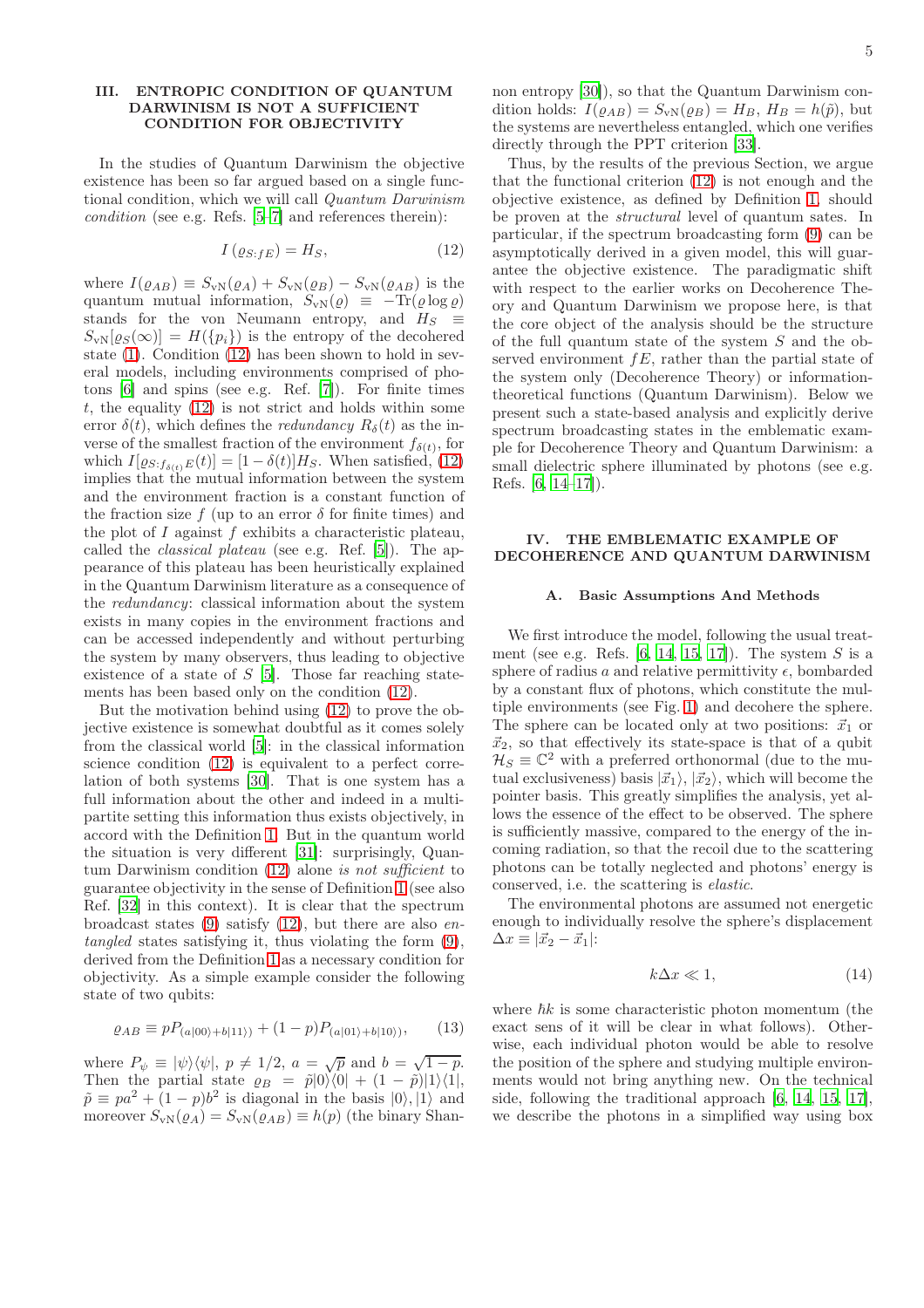## III. ENTROPIC CONDITION OF QUANTUM DARWINISM IS NOT A SUFFICIENT CONDITION FOR OBJECTIVITY

In the studies of Quantum Darwinism the objective existence has been so far argued based on a single functional condition, which we will call *Quantum Darwinism condition* (see e.g. Refs. [5–7] and references therein):

$$I\left(\varrho_{S:fE}\right) = H_S, \tag{12}$$

where $I(\varrho_{AB}) \equiv S_{\rm vN}(\varrho_A) + S_{\rm vN}(\varrho_B) - S_{\rm vN}(\varrho_{AB})$ is the quantum mutual information, $S_{\rm vN}(\varrho) \equiv -{\rm Tr}(\varrho\log\varrho)$ stands for the von Neumann entropy, and $H_S \equiv S_{\rm vN}[\varrho_S(\infty)] = H(\{p_i\})$ is the entropy of the decohered state (1). Condition (12) has been shown to hold in several models, including environments comprised of photons [6] and spins (see e.g. Ref. [7]). For finite times $t$, the equality (12) is not strict and holds within some error $\delta(t)$, which defines the *redundancy* $R_\delta(t)$ as the inverse of the smallest fraction of the environment $f_{\delta(t)}$, for which $I[\varrho_{S:f_{\delta(t)}E}(t)] = [1-\delta(t)]H_S$. When satisfied, (12) implies that the mutual information between the system and the environment fraction is a constant function of the fraction size $f$ (up to an error $\delta$ for finite times) and the plot of $I$ against $f$ exhibits a characteristic plateau, called the *classical plateau* (see e.g. Ref. [5]). The appearance of this plateau has been heuristically explained in the Quantum Darwinism literature as a consequence of the *redundancy*: classical information about the system exists in many copies in the environment fractions and can be accessed independently and without perturbing the system by many observers, thus leading to objective existence of a state of $S$ [5]. Those far reaching statements has been based only on the condition (12).

But the motivation behind using (12) to prove the objective existence is somewhat doubtful as it comes solely from the classical world [5]: in the classical information science condition (12) is equivalent to a perfect correlation of both systems [30]. That is one system has a full information about the other and indeed in a multipartite setting this information thus exists objectively, in accord with the Definition 1. But in the quantum world the situation is very different [31]: surprisingly, Quantum Darwinism condition (12) alone *is not sufficient* to guarantee objectivity in the sense of Definition 1 (see also Ref. [32] in this context). It is clear that the spectrum broadcast states (9) satisfy (12), but there are also *entangled* states satisfying it, thus violating the form (9), derived from the Definition 1 as a necessary condition for objectivity. As a simple example consider the following state of two qubits:

$$\varrho_{AB} \equiv pP_{(a|00\rangle+b|11\rangle)} + (1-p)P_{(a|01\rangle+b|10\rangle)}, \tag{13}$$

where $P_\psi \equiv |\psi\rangle\langle\psi|$, $p \neq 1/2$, $a = \sqrt{p}$ and $b = \sqrt{1-p}$. Then the partial state $\varrho_B = \tilde{p}|0\rangle\langle 0| + (1-\tilde{p})|1\rangle\langle 1|$, $\tilde{p} \equiv pa^2 + (1-p)b^2$ is diagonal in the basis $|0\rangle, |1\rangle$ and moreover $S_{\rm vN}(\varrho_A) = S_{\rm vN}(\varrho_{AB}) \equiv h(p)$ (the binary Shannon entropy [30]), so that the Quantum Darwinism condition holds: $I(\varrho_{AB}) = S_{\rm vN}(\varrho_B) = H_B$, $H_B = h(\tilde{p})$, but the systems are nevertheless entangled, which one verifies directly through the PPT criterion [33].

Thus, by the results of the previous Section, we argue that the functional criterion (12) is not enough and the objective existence, as defined by Definition 1, should be proven at the *structural* level of quantum sates. In particular, if the spectrum broadcasting form (9) can be asymptotically derived in a given model, this will guarantee the objective existence. The paradigmatic shift with respect to the earlier works on Decoherence Theory and Quantum Darwinism we propose here, is that the core object of the analysis should be the structure of the full quantum state of the system $S$ and the observed environment $fE$, rather than the partial state of the system only (Decoherence Theory) or information-theoretical functions (Quantum Darwinism). Below we present such a state-based analysis and explicitly derive spectrum broadcasting states in the emblematic example for Decoherence Theory and Quantum Darwinism: a small dielectric sphere illuminated by photons (see e.g. Refs. [6, 14–17]).

## IV. THE EMBLEMATIC EXAMPLE OF DECOHERENCE AND QUANTUM DARWINISM

### A. Basic Assumptions And Methods

We first introduce the model, following the usual treatment (see e.g. Refs. [6, 14, 15, 17]). The system $S$ is a sphere of radius $a$ and relative permittivity $\epsilon$, bombarded by a constant flux of photons, which constitute the multiple environments (see Fig. 1) and decohere the sphere. The sphere can be located only at two positions: $\vec{x}_1$ or $\vec{x}_2$, so that effectively its state-space is that of a qubit $\mathcal{H}_S \equiv \mathbb{C}^2$ with a preferred orthonormal (due to the mutual exclusiveness) basis $|\vec{x}_1\rangle, |\vec{x}_2\rangle$, which will become the pointer basis. This greatly simplifies the analysis, yet allows the essence of the effect to be observed. The sphere is sufficiently massive, compared to the energy of the incoming radiation, so that the recoil due to the scattering photons can be totally neglected and photons' energy is conserved, i.e. the scattering is *elastic*.

The environmental photons are assumed not energetic enough to individually resolve the sphere's displacement $\Delta x \equiv |\vec{x}_2 - \vec{x}_1|$:

$$k\Delta x \ll 1, \tag{14}$$

where $\hbar k$ is some characteristic photon momentum (the exact sens of it will be clear in what follows). Otherwise, each individual photon would be able to resolve the position of the sphere and studying multiple environments would not bring anything new. On the technical side, following the traditional approach [6, 14, 15, 17], we describe the photons in a simplified way using box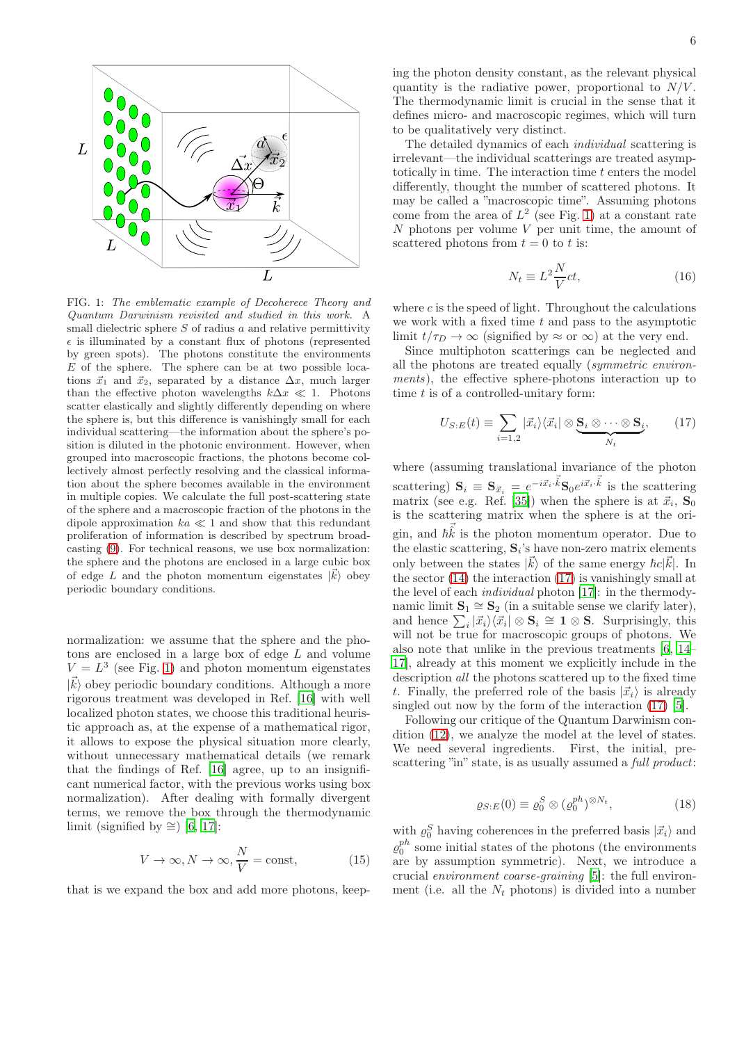FIG. 1: *The emblematic example of Decoherece Theory and Quantum Darwinism revisited and studied in this work.* A small dielectric sphere $S$ of radius $a$ and relative permittivity $\epsilon$ is illuminated by a constant flux of photons (represented by green spots). The photons constitute the environments $E$ of the sphere. The sphere can be at two possible locations $\vec{x}_1$ and $\vec{x}_2$, separated by a distance $\Delta x$, much larger than the effective photon wavelengths $k\Delta x \ll 1$. Photons scatter elastically and slightly differently depending on where the sphere is, but this difference is vanishingly small for each individual scattering—the information about the sphere's position is diluted in the photonic environment. However, when grouped into macroscopic fractions, the photons become collectively almost perfectly resolving and the classical information about the sphere becomes available in the environment in multiple copies. We calculate the full post-scattering state of the sphere and a macroscopic fraction of the photons in the dipole approximation $ka \ll 1$ and show that this redundant proliferation of information is described by spectrum broadcasting (9). For technical reasons, we use box normalization: the sphere and the photons are enclosed in a large cubic box of edge $L$ and the photon momentum eigenstates $|\vec{k}\rangle$ obey periodic boundary conditions.

normalization: we assume that the sphere and the photons are enclosed in a large box of edge $L$ and volume $V = L^3$ (see Fig. 1) and photon momentum eigenstates $|\vec{k}\rangle$ obey periodic boundary conditions. Although a more rigorous treatment was developed in Ref. [16] with well localized photon states, we choose this traditional heuristic approach as, at the expense of a mathematical rigor, it allows to expose the physical situation more clearly, without unnecessary mathematical details (we remark that the findings of Ref. [16] agree, up to an insignificant numerical factor, with the previous works using box normalization). After dealing with formally divergent terms, we remove the box through the thermodynamic limit (signified by $\cong$) [6, 17]:

$$V \to \infty, N \to \infty, \frac{N}{V} = \text{const}, \tag{15}$$

that is we expand the box and add more photons, keeping the photon density constant, as the relevant physical quantity is the radiative power, proportional to $N/V$. The thermodynamic limit is crucial in the sense that it defines micro- and macroscopic regimes, which will turn to be qualitatively very distinct.

The detailed dynamics of each *individual* scattering is irrelevant—the individual scatterings are treated asymptotically in time. The interaction time $t$ enters the model differently, thought the number of scattered photons. It may be called a "macroscopic time". Assuming photons come from the area of $L^2$ (see Fig. 1) at a constant rate $N$ photons per volume $V$ per unit time, the amount of scattered photons from $t = 0$ to $t$ is:

$$N_t \equiv L^2 \frac{N}{V} ct, \tag{16}$$

where $c$ is the speed of light. Throughout the calculations we work with a fixed time $t$ and pass to the asymptotic limit $t/\tau_D \to \infty$ (signified by $\approx$ or $\infty$) at the very end.

Since multiphoton scatterings can be neglected and all the photons are treated equally (*symmetric environments*), the effective sphere-photons interaction up to time $t$ is of a controlled-unitary form:

$$U_{S:E}(t) \equiv \sum_{i=1,2} |\vec{x}_i\rangle\langle\vec{x}_i| \otimes \underbrace{\mathbf{S}_i \otimes \cdots \otimes \mathbf{S}_i}_{N_t}, \tag{17}$$

where (assuming translational invariance of the photon scattering) $\mathbf{S}_i \equiv \mathbf{S}_{\vec{x}_i} = e^{-i\vec{x}_i\cdot\vec{k}}\mathbf{S}_0 e^{i\vec{x}_i\cdot\vec{k}}$ is the scattering matrix (see e.g. Ref. [35]) when the sphere is at $\vec{x}_i$, $\mathbf{S}_0$ is the scattering matrix when the sphere is at the origin, and $\hbar\vec{k}$ is the photon momentum operator. Due to the elastic scattering, $\mathbf{S}_i$'s have non-zero matrix elements only between the states $|\vec{k}\rangle$ of the same energy $\hbar c|\vec{k}|$. In the sector (14) the interaction (17) is vanishingly small at the level of each *individual* photon [17]: in the thermodynamic limit $\mathbf{S}_1 \cong \mathbf{S}_2$ (in a suitable sense we clarify later), and hence $\sum_i |\vec{x}_i\rangle\langle\vec{x}_i| \otimes \mathbf{S}_i \cong \mathbf{1} \otimes \mathbf{S}$. Surprisingly, this will not be true for macroscopic groups of photons. We also note that unlike in the previous treatments [6, 14–17], already at this moment we explicitly include in the description *all* the photons scattered up to the fixed time $t$. Finally, the preferred role of the basis $|\vec{x}_i\rangle$ is already singled out now by the form of the interaction (17) [5].

Following our critique of the Quantum Darwinism condition (12), we analyze the model at the level of states. We need several ingredients. First, the initial, pre-scattering "in" state, is as usually assumed a *full product*:

$$\varrho_{S:E}(0) \equiv \varrho_0^S \otimes (\varrho_0^{ph})^{\otimes N_t}, \tag{18}$$

with $\varrho_0^S$ having coherences in the preferred basis $|\vec{x}_i\rangle$ and $\varrho_0^{ph}$ some initial states of the photons (the environments are by assumption symmetric). Next, we introduce a crucial *environment coarse-graining* [5]: the full environment (i.e. all the $N_t$ photons) is divided into a number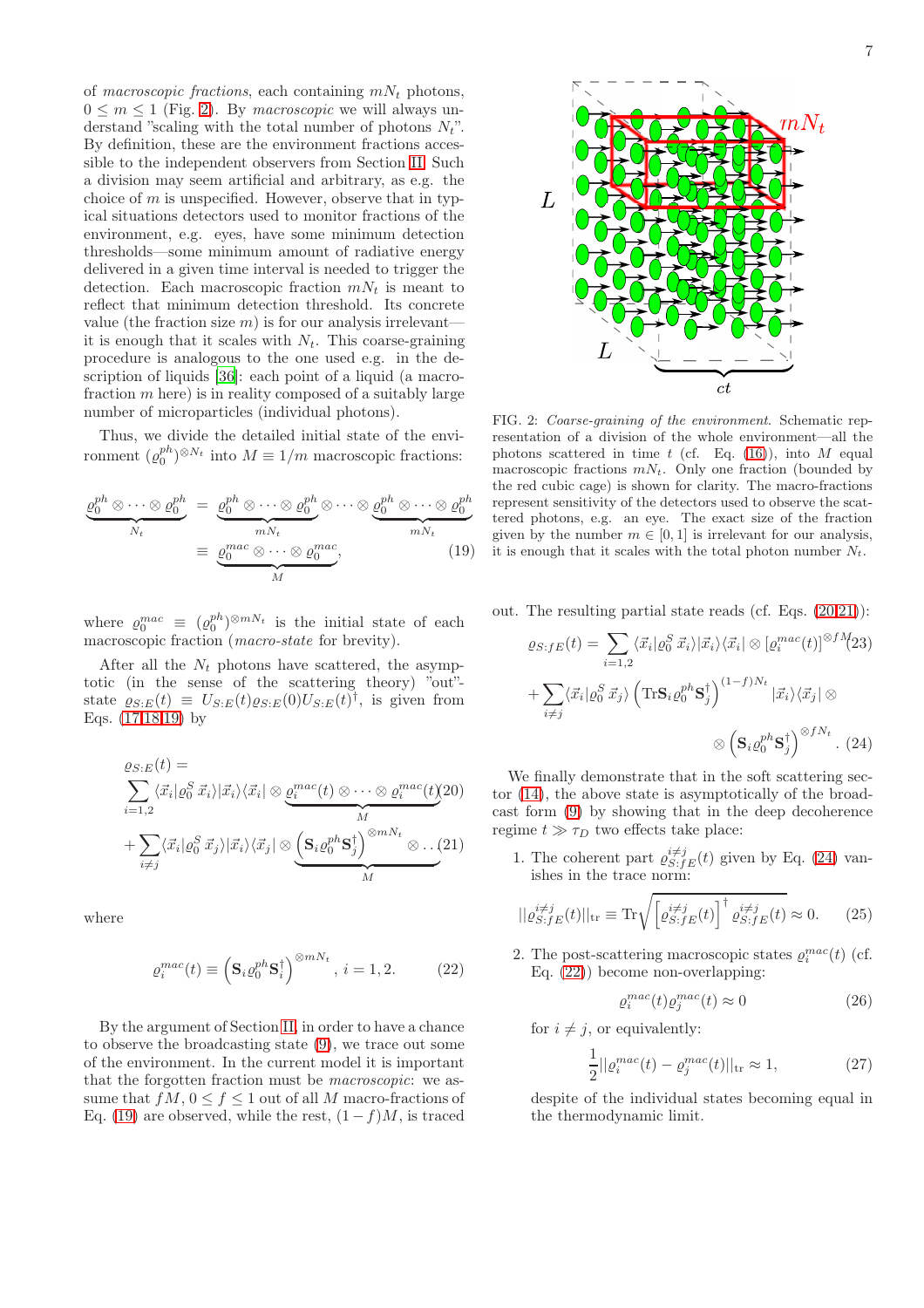of *macroscopic fractions*, each containing $mN_t$ photons, $0 \le m \le 1$ (Fig. 2). By *macroscopic* we will always understand "scaling with the total number of photons $N_t$". By definition, these are the environment fractions accessible to the independent observers from Section II. Such a division may seem artificial and arbitrary, as e.g. the choice of $m$ is unspecified. However, observe that in typical situations detectors used to monitor fractions of the environment, e.g. eyes, have some minimum detection thresholds—some minimum amount of radiative energy delivered in a given time interval is needed to trigger the detection. Each macroscopic fraction $mN_t$ is meant to reflect that minimum detection threshold. Its concrete value (the fraction size $m$) is for our analysis irrelevant—it is enough that it scales with $N_t$. This coarse-graining procedure is analogous to the one used e.g. in the description of liquids [36]: each point of a liquid (a macrofraction $m$ here) is in reality composed of a suitably large number of microparticles (individual photons).

Thus, we divide the detailed initial state of the environment $(\varrho_0^{ph})^{\otimes N_t}$ into $M \equiv 1/m$ macroscopic fractions:

$$
\begin{aligned}
\underbrace{\varrho_0^{ph} \otimes \cdots \otimes \varrho_0^{ph}}_{N_t} &= \underbrace{\varrho_0^{ph} \otimes \cdots \otimes \varrho_0^{ph}}_{mN_t} \otimes \cdots \otimes \underbrace{\varrho_0^{ph} \otimes \cdots \otimes \varrho_0^{ph}}_{mN_t} \\
&\equiv \underbrace{\varrho_0^{mac} \otimes \cdots \otimes \varrho_0^{mac}}_{M},
\end{aligned} \tag{19}
$$

where $\varrho_0^{mac} \equiv (\varrho_0^{ph})^{\otimes mN_t}$ is the initial state of each macroscopic fraction (*macro-state* for brevity).

After all the $N_t$ photons have scattered, the asymptotic (in the sense of the scattering theory) "out"-state $\varrho_{S:E}(t) \equiv U_{S:E}(t)\varrho_{S:E}(0)U_{S:E}(t)^\dagger$, is given from Eqs. (17,18,19) by

$$
\varrho_{S:E}(t) = \sum_{i=1,2} \langle \vec{x}_i | \varrho_0^S \, \vec{x}_i \rangle |\vec{x}_i\rangle\langle\vec{x}_i| \otimes \underbrace{\varrho_i^{mac}(t) \otimes \cdots \otimes \varrho_i^{mac}(t)}_{M} \tag{20}
$$

$$
+ \sum_{i\neq j} \langle \vec{x}_i | \varrho_0^S \, \vec{x}_j \rangle |\vec{x}_i\rangle\langle\vec{x}_j| \otimes \underbrace{\left(\mathbf{S}_i \varrho_0^{ph} \mathbf{S}_j^\dagger\right)^{\otimes mN_t} \otimes \ldots}_{M} \tag{21}
$$

where

$$
\varrho_i^{mac}(t) \equiv \left(\mathbf{S}_i \varrho_0^{ph} \mathbf{S}_i^\dagger\right)^{\otimes mN_t}, \; i = 1, 2. \tag{22}
$$

By the argument of Section II, in order to have a chance to observe the broadcasting state (9), we trace out some of the environment. In the current model it is important that the forgotten fraction must be *macroscopic*: we assume that $fM$, $0 \le f \le 1$ out of all $M$ macro-fractions of Eq. (19) are observed, while the rest, $(1-f)M$, is traced out. The resulting partial state reads (cf. Eqs. (20,21)):

$$
\varrho_{S:fE}(t) = \sum_{i=1,2} \langle \vec{x}_i | \varrho_0^S \, \vec{x}_i \rangle |\vec{x}_i\rangle\langle\vec{x}_i| \otimes \left[\varrho_i^{mac}(t)\right]^{\otimes fM} \tag{23}
$$

$$
+ \sum_{i\neq j} \langle \vec{x}_i | \varrho_0^S \, \vec{x}_j \rangle \left(\mathrm{Tr}\mathbf{S}_i \varrho_0^{ph} \mathbf{S}_j^\dagger\right)^{(1-f)N_t} |\vec{x}_i\rangle\langle\vec{x}_j| \otimes \otimes \left(\mathbf{S}_i \varrho_0^{ph} \mathbf{S}_j^\dagger\right)^{\otimes fN_t}. \tag{24}
$$

We finally demonstrate that in the soft scattering sector (14), the above state is asymptotically of the broadcast form (9) by showing that in the deep decoherence regime $t \gg \tau_D$ two effects take place:

1. The coherent part $\varrho_{S:fE}^{i\neq j}(t)$ given by Eq. (24) vanishes in the trace norm:
$$
||\varrho_{S:fE}^{i\neq j}(t)||_{\mathrm{tr}} \equiv \mathrm{Tr}\sqrt{\left[\varrho_{S:fE}^{i\neq j}(t)\right]^\dagger \varrho_{S:fE}^{i\neq j}(t)} \approx 0. \tag{25}
$$

2. The post-scattering macroscopic states $\varrho_i^{mac}(t)$ (cf. Eq. (22)) become non-overlapping:
$$
\varrho_i^{mac}(t)\varrho_j^{mac}(t) \approx 0 \tag{26}
$$
for $i \neq j$, or equivalently:
$$
\frac{1}{2}||\varrho_i^{mac}(t) - \varrho_j^{mac}(t)||_{\mathrm{tr}} \approx 1, \tag{27}
$$
despite of the individual states becoming equal in the thermodynamic limit.

FIG. 2: *Coarse-graining of the environment.* Schematic representation of a division of the whole environment—all the photons scattered in time $t$ (cf. Eq. (16)), into $M$ equal macroscopic fractions $mN_t$. Only one fraction (bounded by the red cubic cage) is shown for clarity. The macro-fractions represent sensitivity of the detectors used to observe the scattered photons, e.g. an eye. The exact size of the fraction given by the number $m \in [0, 1]$ is irrelevant for our analysis, it is enough that it scales with the total photon number $N_t$.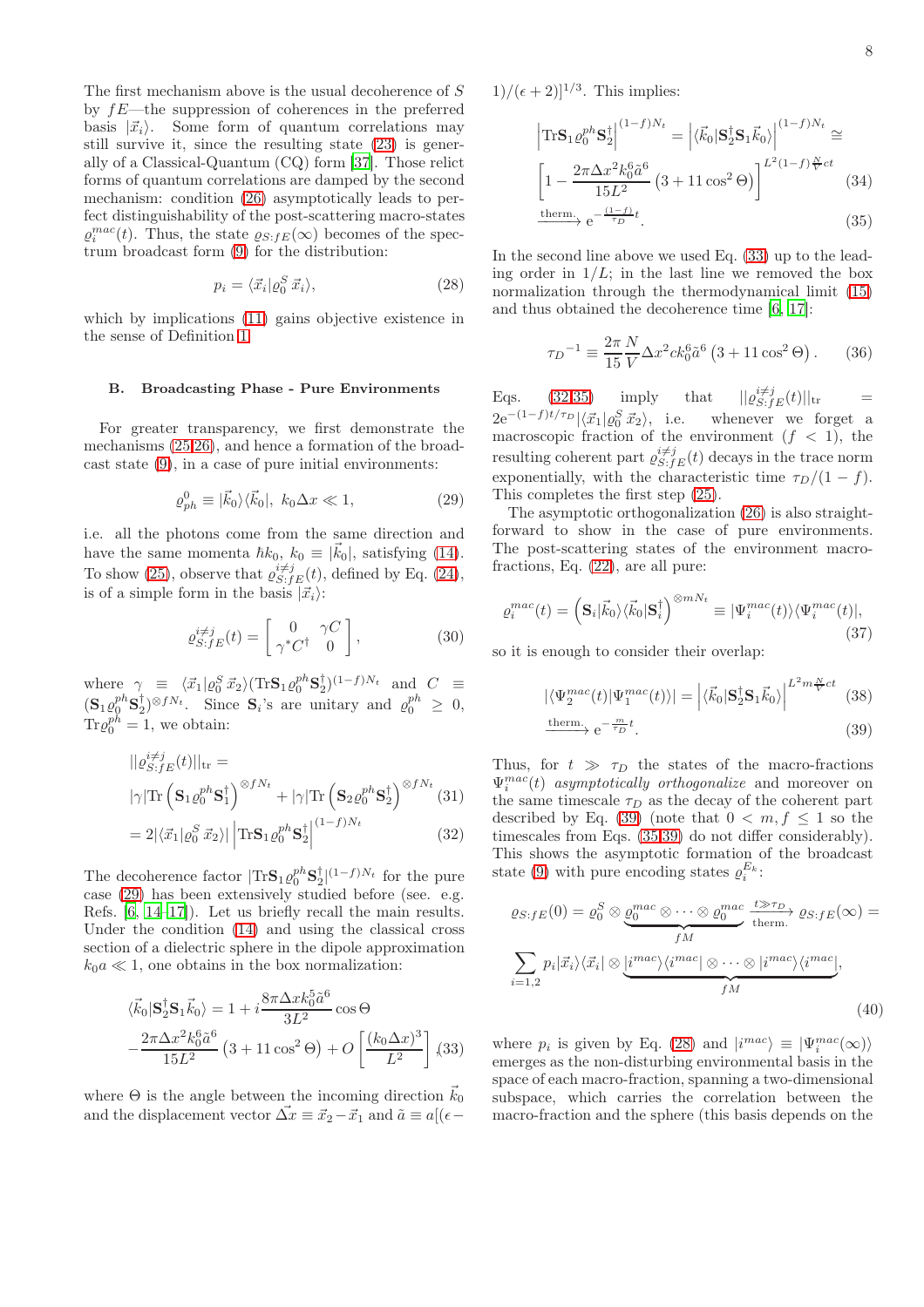The first mechanism above is the usual decoherence of $S$ by $fE$—the suppression of coherences in the preferred basis $|\vec{x}_i\rangle$. Some form of quantum correlations may still survive it, since the resulting state (23) is generally of a Classical-Quantum (CQ) form [37]. Those relict forms of quantum correlations are damped by the second mechanism: condition (26) asymptotically leads to perfect distinguishability of the post-scattering macro-states $\varrho_i^{mac}(t)$. Thus, the state $\varrho_{S:fE}(\infty)$ becomes of the spectrum broadcast form (9) for the distribution:

$$p_i = \langle \vec{x}_i | \varrho_0^S \, \vec{x}_i \rangle, \tag{28}$$

which by implications (11) gains objective existence in the sense of Definition 1.

### B. Broadcasting Phase - Pure Environments

For greater transparency, we first demonstrate the mechanisms (25,26), and hence a formation of the broadcast state (9), in a case of pure initial environments:

$$\varrho_{ph}^0 \equiv |\vec{k}_0\rangle\langle\vec{k}_0|, \; k_0 \Delta x \ll 1, \tag{29}$$

i.e. all the photons come from the same direction and have the same momenta $\hbar k_0$, $k_0 \equiv |\vec{k}_0|$, satisfying (14). To show (25), observe that $\varrho_{S:fE}^{i \neq j}(t)$, defined by Eq. (24), is of a simple form in the basis $|\vec{x}_i\rangle$:

$$\varrho_{S:fE}^{i \neq j}(t) = \begin{bmatrix} 0 & \gamma C \\ \gamma^* C^\dagger & 0 \end{bmatrix}, \tag{30}$$

where $\gamma \equiv \langle \vec{x}_1 | \varrho_0^S \, \vec{x}_2 \rangle (\mathrm{Tr} \mathbf{S}_1 \varrho_0^{ph} \mathbf{S}_2^\dagger)^{(1-f)N_t}$ and $C \equiv (\mathbf{S}_1 \varrho_0^{ph} \mathbf{S}_2^\dagger)^{\otimes f N_t}$. Since $\mathbf{S}_i$'s are unitary and $\varrho_0^{ph} \geq 0$, $\mathrm{Tr}\varrho_0^{ph} = 1$, we obtain:

$$\begin{aligned} ||\varrho_{S:fE}^{i \neq j}(t)||_{\mathrm{tr}} &= \\ |\gamma| \mathrm{Tr} \left( \mathbf{S}_1 \varrho_0^{ph} \mathbf{S}_1^\dagger \right)^{\otimes f N_t} &+ |\gamma| \mathrm{Tr} \left( \mathbf{S}_2 \varrho_0^{ph} \mathbf{S}_2^\dagger \right)^{\otimes f N_t} \end{aligned} \tag{31}$$

$$= 2 |\langle \vec{x}_1 | \varrho_0^S \, \vec{x}_2 \rangle| \left| \mathrm{Tr} \mathbf{S}_1 \varrho_0^{ph} \mathbf{S}_2^\dagger \right|^{(1-f)N_t} \tag{32}$$

The decoherence factor $|\mathrm{Tr}\mathbf{S}_1 \varrho_0^{ph} \mathbf{S}_2^\dagger|^{(1-f)N_t}$ for the pure case (29) has been extensively studied before (see. e.g. Refs. [6, 14–17]). Let us briefly recall the main results. Under the condition (14) and using the classical cross section of a dielectric sphere in the dipole approximation $k_0 a \ll 1$, one obtains in the box normalization:

$$\begin{aligned} \langle \vec{k}_0 | \mathbf{S}_2^\dagger \mathbf{S}_1 \vec{k}_0 \rangle &= 1 + i \frac{8\pi \Delta x k_0^5 \tilde{a}^6}{3L^2} \cos\Theta \\ &- \frac{2\pi \Delta x^2 k_0^6 \tilde{a}^6}{15 L^2} \left( 3 + 11 \cos^2 \Theta \right) + O\left[ \frac{(k_0 \Delta x)^3}{L^2} \right], \end{aligned} \tag{33}$$

where $\Theta$ is the angle between the incoming direction $\vec{k}_0$ and the displacement vector $\vec{\Delta x} \equiv \vec{x}_2 - \vec{x}_1$ and $\tilde{a} \equiv a[(\epsilon - 1)/(\epsilon + 2)]^{1/3}$. This implies:

$$\begin{aligned} \left| \mathrm{Tr} \mathbf{S}_1 \varrho_0^{ph} \mathbf{S}_2^\dagger \right|^{(1-f)N_t} &= \left| \langle \vec{k}_0 | \mathbf{S}_2^\dagger \mathbf{S}_1 \vec{k}_0 \rangle \right|^{(1-f)N_t} \cong \\ \left[ 1 - \frac{2\pi \Delta x^2 k_0^6 \tilde{a}^6}{15 L^2} \left( 3 + 11 \cos^2 \Theta \right) \right]^{L^2 (1-f) \frac{N}{V} ct} & \end{aligned} \tag{34}$$

$$\xrightarrow{\text{therm.}} \mathrm{e}^{-\frac{(1-f)}{\tau_D} t}. \tag{35}$$

In the second line above we used Eq. (33) up to the leading order in $1/L$; in the last line we removed the box normalization through the thermodynamical limit (15) and thus obtained the decoherence time [6, 17]:

$$\tau_D{}^{-1} \equiv \frac{2\pi}{15} \frac{N}{V} \Delta x^2 c k_0^6 \tilde{a}^6 \left( 3 + 11 \cos^2 \Theta \right). \tag{36}$$

Eqs. (32-35) imply that $||\varrho_{S:fE}^{i \neq j}(t)||_{\mathrm{tr}} = 2\mathrm{e}^{-(1-f)t/\tau_D} |\langle \vec{x}_1 | \varrho_0^S \, \vec{x}_2 \rangle|$, i.e. whenever we forget a macroscopic fraction of the environment ($f < 1$), the resulting coherent part $\varrho_{S:fE}^{i \neq j}(t)$ decays in the trace norm exponentially, with the characteristic time $\tau_D/(1-f)$. This completes the first step (25).

The asymptotic orthogonalization (26) is also straightforward to show in the case of pure environments. The post-scattering states of the environment macro-fractions, Eq. (22), are all pure:

$$\varrho_i^{mac}(t) = \left( \mathbf{S}_i |\vec{k}_0\rangle\langle\vec{k}_0| \mathbf{S}_i^\dagger \right)^{\otimes m N_t} \equiv |\Psi_i^{mac}(t)\rangle\langle\Psi_i^{mac}(t)|, \tag{37}$$

so it is enough to consider their overlap:

$$|\langle \Psi_2^{mac}(t) | \Psi_1^{mac}(t) \rangle| = \left| \langle \vec{k}_0 | \mathbf{S}_2^\dagger \mathbf{S}_1 \vec{k}_0 \rangle \right|^{L^2 m \frac{N}{V} ct} \tag{38}$$

$$\xrightarrow{\text{therm.}} \mathrm{e}^{-\frac{m}{\tau_D} t}. \tag{39}$$

Thus, for $t \gg \tau_D$ the states of the macro-fractions $\Psi_i^{mac}(t)$ *asymptotically orthogonalize* and moreover on the same timescale $\tau_D$ as the decay of the coherent part described by Eq. (39) (note that $0 < m, f \leq 1$ so the timescales from Eqs. (35,39) do not differ considerably). This shows the asymptotic formation of the broadcast state (9) with pure encoding states $\varrho_i^{E_k}$:

$$\begin{aligned} \varrho_{S:fE}(0) = \varrho_0^S \otimes \underbrace{\varrho_0^{mac} \otimes \cdots \otimes \varrho_0^{mac}}_{fM} \xrightarrow[\text{therm.}]{t \gg \tau_D} \varrho_{S:fE}(\infty) = \\ \sum_{i=1,2} p_i |\vec{x}_i\rangle\langle\vec{x}_i| \otimes \underbrace{|i^{mac}\rangle\langle i^{mac}| \otimes \cdots \otimes |i^{mac}\rangle\langle i^{mac}|}_{fM}, \end{aligned} \tag{40}$$

where $p_i$ is given by Eq. (28) and $|i^{mac}\rangle \equiv |\Psi_i^{mac}(\infty)\rangle$ emerges as the non-disturbing environmental basis in the space of each macro-fraction, spanning a two-dimensional subspace, which carries the correlation between the macro-fraction and the sphere (this basis depends on the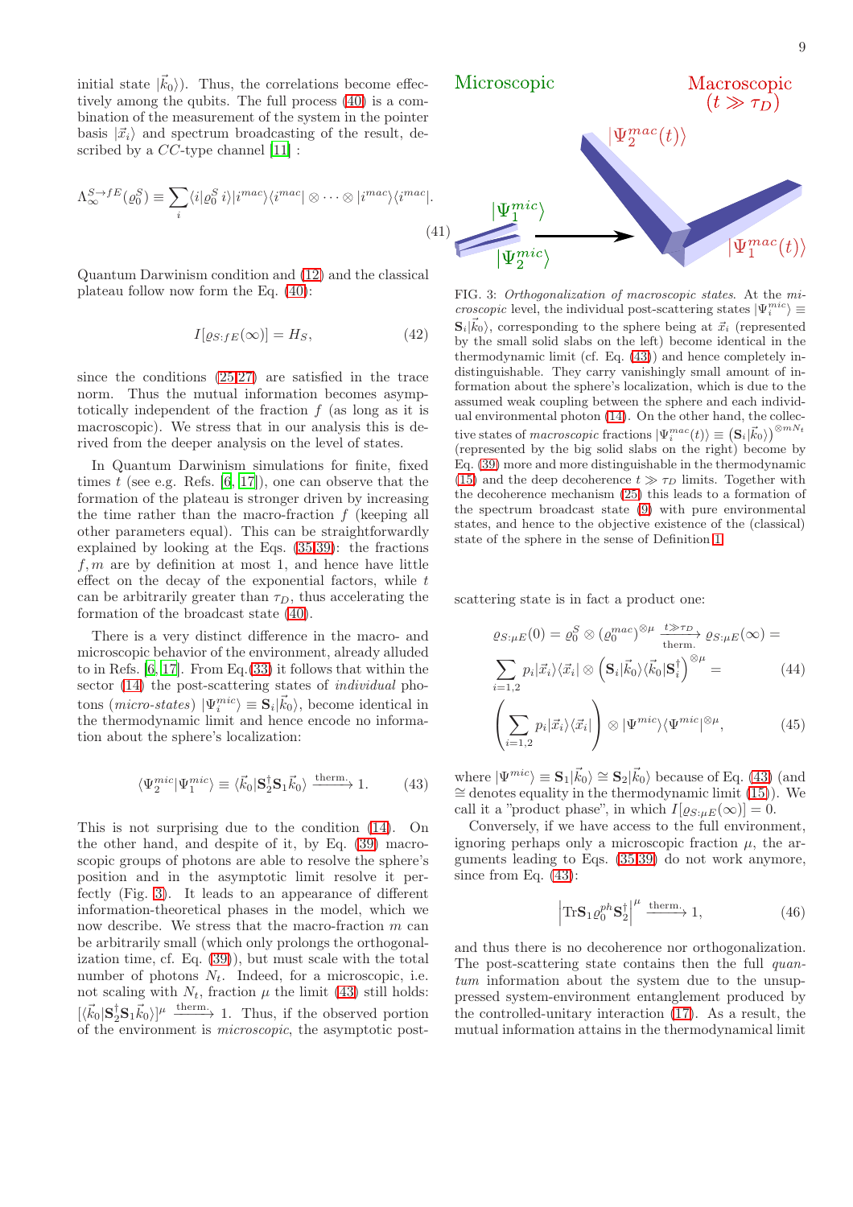initial state $|\vec{k}_0\rangle$). Thus, the correlations become effectively among the qubits. The full process (40) is a combination of the measurement of the system in the pointer basis $|\vec{x}_i\rangle$ and spectrum broadcasting of the result, described by a $CC$-type channel [11] :

$$\Lambda_\infty^{S\to fE}(\varrho_0^S) \equiv \sum_i \langle i|\varrho_0^S\, i\rangle |i^{mac}\rangle\langle i^{mac}| \otimes \cdots \otimes |i^{mac}\rangle\langle i^{mac}|. \tag{41}$$

Quantum Darwinism condition and (12) and the classical plateau follow now form the Eq. (40):

$$I[\varrho_{S:fE}(\infty)] = H_S, \tag{42}$$

since the conditions (25,27) are satisfied in the trace norm. Thus the mutual information becomes asymptotically independent of the fraction $f$ (as long as it is macroscopic). We stress that in our analysis this is derived from the deeper analysis on the level of states.

In Quantum Darwinism simulations for finite, fixed times $t$ (see e.g. Refs. [6, 17]), one can observe that the formation of the plateau is stronger driven by increasing the time rather than the macro-fraction $f$ (keeping all other parameters equal). This can be straightforwardly explained by looking at the Eqs. (35,39): the fractions $f, m$ are by definition at most 1, and hence have little effect on the decay of the exponential factors, while $t$ can be arbitrarily greater than $\tau_D$, thus accelerating the formation of the broadcast state (40).

There is a very distinct difference in the macro- and microscopic behavior of the environment, already alluded to in Refs. [6, 17]. From Eq.(33) it follows that within the sector (14) the post-scattering states of *individual* photons (*micro-states*) $|\Psi_i^{mic}\rangle \equiv \mathbf{S}_i|\vec{k}_0\rangle$, become identical in the thermodynamic limit and hence encode no information about the sphere's localization:

$$\langle\Psi_2^{mic}|\Psi_1^{mic}\rangle \equiv \langle\vec{k}_0|\mathbf{S}_2^\dagger\mathbf{S}_1\vec{k}_0\rangle \xrightarrow{\text{therm.}} 1. \tag{43}$$

This is not surprising due to the condition (14). On the other hand, and despite of it, by Eq. (39) macroscopic groups of photons are able to resolve the sphere's position and in the asymptotic limit resolve it perfectly (Fig. 3). It leads to an appearance of different information-theoretical phases in the model, which we now describe. We stress that the macro-fraction $m$ can be arbitrarily small (which only prolongs the orthogonalization time, cf. Eq. (39)), but must scale with the total number of photons $N_t$. Indeed, for a microscopic, i.e. not scaling with $N_t$, fraction $\mu$ the limit (43) still holds: $[\langle\vec{k}_0|\mathbf{S}_2^\dagger\mathbf{S}_1\vec{k}_0\rangle]^\mu \xrightarrow{\text{therm.}} 1$. Thus, if the observed portion of the environment is *microscopic*, the asymptotic post-

FIG. 3: *Orthogonalization of macroscopic states.* At the *microscopic* level, the individual post-scattering states $|\Psi_i^{mic}\rangle \equiv \mathbf{S}_i|\vec{k}_0\rangle$, corresponding to the sphere being at $\vec{x}_i$ (represented by the small solid slabs on the left) become identical in the thermodynamic limit (cf. Eq. (43)) and hence completely indistinguishable. They carry vanishingly small amount of information about the sphere's localization, which is due to the assumed weak coupling between the sphere and each individual environmental photon (14). On the other hand, the collective states of *macroscopic* fractions $|\Psi_i^{mac}(t)\rangle \equiv \left(\mathbf{S}_i|\vec{k}_0\rangle\right)^{\otimes mN_t}$ (represented by the big solid slabs on the right) become by Eq. (39) more and more distinguishable in the thermodynamic (15) and the deep decoherence $t \gg \tau_D$ limits. Together with the decoherence mechanism (25) this leads to a formation of the spectrum broadcast state (9) with pure environmental states, and hence to the objective existence of the (classical) state of the sphere in the sense of Definition 1.

scattering state is in fact a product one:

$$\varrho_{S:\mu E}(0) = \varrho_0^S \otimes (\varrho_0^{mac})^{\otimes\mu} \xrightarrow[\text{therm.}]{t\gg\tau_D} \varrho_{S:\mu E}(\infty) =$$
$$\sum_{i=1,2} p_i|\vec{x}_i\rangle\langle\vec{x}_i| \otimes \left(\mathbf{S}_i|\vec{k}_0\rangle\langle\vec{k}_0|\mathbf{S}_i^\dagger\right)^{\otimes\mu} = \tag{44}$$
$$\left(\sum_{i=1,2} p_i|\vec{x}_i\rangle\langle\vec{x}_i|\right) \otimes |\Psi^{mic}\rangle\langle\Psi^{mic}|^{\otimes\mu}, \tag{45}$$

where $|\Psi^{mic}\rangle \equiv \mathbf{S}_1|\vec{k}_0\rangle \cong \mathbf{S}_2|\vec{k}_0\rangle$ because of Eq. (43) (and $\cong$ denotes equality in the thermodynamic limit (15)). We call it a "product phase", in which $I[\varrho_{S:\mu E}(\infty)] = 0$.

Conversely, if we have access to the full environment, ignoring perhaps only a microscopic fraction $\mu$, the arguments leading to Eqs. (35,39) do not work anymore, since from Eq. (43):

$$\left|\mathrm{Tr}\mathbf{S}_1\varrho_0^{ph}\mathbf{S}_2^\dagger\right|^\mu \xrightarrow{\text{therm.}} 1, \tag{46}$$

and thus there is no decoherence nor orthogonalization. The post-scattering state contains then the full *quantum* information about the system due to the unsuppressed system-environment entanglement produced by the controlled-unitary interaction (17). As a result, the mutual information attains in the thermodynamical limit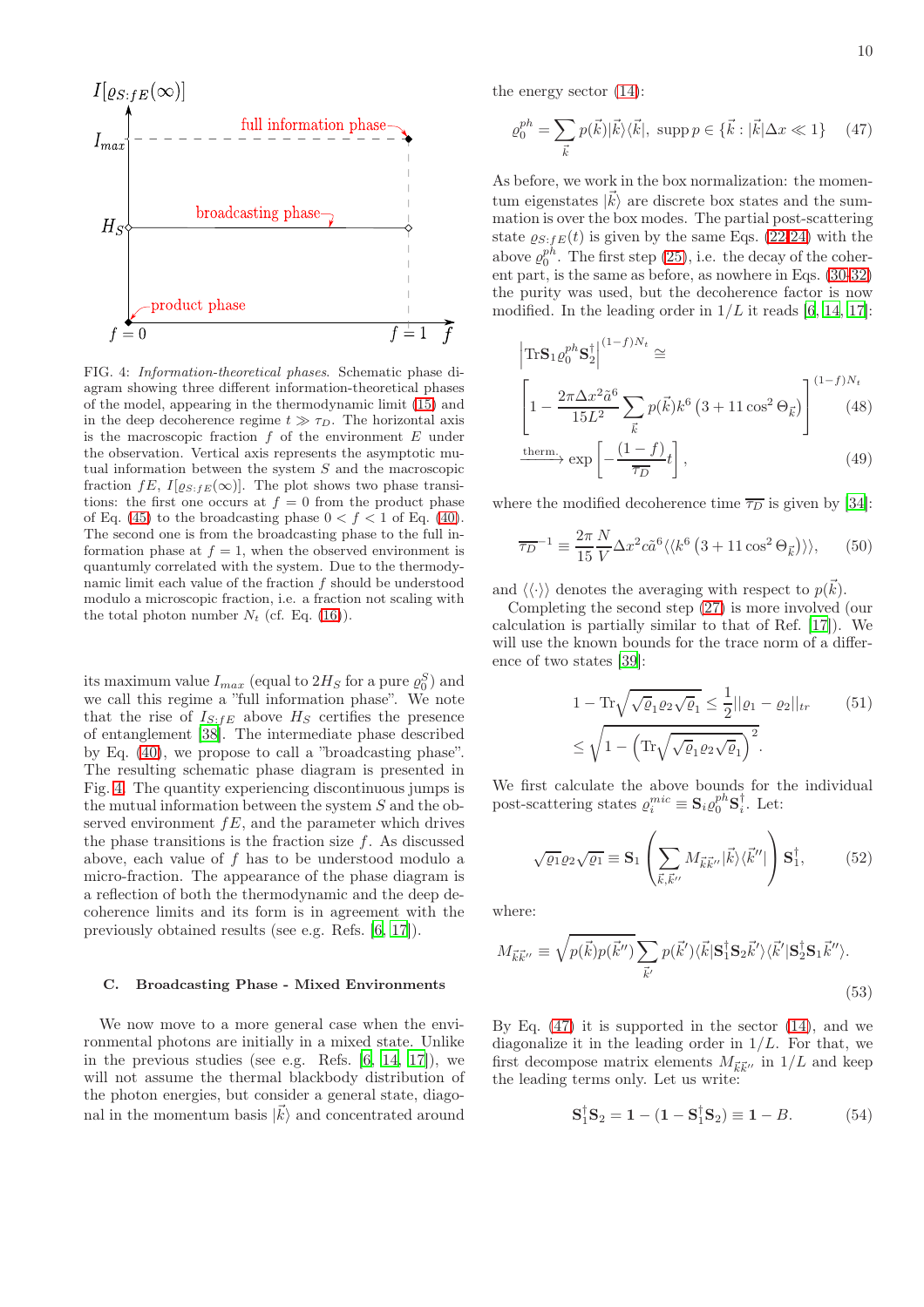FIG. 4: *Information-theoretical phases*. Schematic phase diagram showing three different information-theoretical phases of the model, appearing in the thermodynamic limit (15) and in the deep decoherence regime $t \gg \tau_D$. The horizontal axis is the macroscopic fraction $f$ of the environment $E$ under the observation. Vertical axis represents the asymptotic mutual information between the system $S$ and the macroscopic fraction $fE$, $I[\varrho_{S:fE}(\infty)]$. The plot shows two phase transitions: the first one occurs at $f = 0$ from the product phase of Eq. (45) to the broadcasting phase $0 < f < 1$ of Eq. (40). The second one is from the broadcasting phase to the full information phase at $f = 1$, when the observed environment is quantumly correlated with the system. Due to the thermodynamic limit each value of the fraction $f$ should be understood modulo a microscopic fraction, i.e. a fraction not scaling with the total photon number $N_t$ (cf. Eq. (16)).

its maximum value $I_{max}$ (equal to $2H_S$ for a pure $\varrho_0^S$) and we call this regime a "full information phase". We note that the rise of $I_{S:fE}$ above $H_S$ certifies the presence of entanglement [38]. The intermediate phase described by Eq. (40), we propose to call a "broadcasting phase". The resulting schematic phase diagram is presented in Fig. 4. The quantity experiencing discontinuous jumps is the mutual information between the system $S$ and the observed environment $fE$, and the parameter which drives the phase transitions is the fraction size $f$. As discussed above, each value of $f$ has to be understood modulo a micro-fraction. The appearance of the phase diagram is a reflection of both the thermodynamic and the deep decoherence limits and its form is in agreement with the previously obtained results (see e.g. Refs. [6, 17]).

### C. Broadcasting Phase - Mixed Environments

We now move to a more general case when the environmental photons are initially in a mixed state. Unlike in the previous studies (see e.g. Refs. [6, 14, 17]), we will not assume the thermal blackbody distribution of the photon energies, but consider a general state, diagonal in the momentum basis $|\vec{k}\rangle$ and concentrated around the energy sector (14):

$$\varrho_0^{ph} = \sum_{\vec{k}} p(\vec{k})|\vec{k}\rangle\langle\vec{k}|,\ \text{supp}\, p \in \{\vec{k} : |\vec{k}|\Delta x \ll 1\} \tag{47}$$

As before, we work in the box normalization: the momentum eigenstates $|\vec{k}\rangle$ are discrete box states and the summation is over the box modes. The partial post-scattering state $\varrho_{S:fE}(t)$ is given by the same Eqs. (22-24) with the above $\varrho_0^{ph}$. The first step (25), i.e. the decay of the coherent part, is the same as before, as nowhere in Eqs. (30-32) the purity was used, but the decoherence factor is now modified. In the leading order in $1/L$ it reads [6, 14, 17]:

$$\left|\text{Tr}\mathbf{S}_1\varrho_0^{ph}\mathbf{S}_2^\dagger\right|^{(1-f)N_t} \cong$$

$$\left[1 - \frac{2\pi\Delta x^2\tilde{a}^6}{15L^2}\sum_{\vec{k}} p(\vec{k})k^6\left(3 + 11\cos^2\Theta_{\vec{k}}\right)\right]^{(1-f)N_t} \tag{48}$$

$$\xrightarrow{\text{therm.}} \exp\left[-\frac{(1-f)}{\overline{\tau_D}}t\right], \tag{49}$$

where the modified decoherence time $\overline{\tau_D}$ is given by [34]:

$$\overline{\tau_D}^{-1} \equiv \frac{2\pi}{15}\frac{N}{V}\Delta x^2 c\tilde{a}^6 \langle\langle k^6\left(3 + 11\cos^2\Theta_{\vec{k}}\right)\rangle\rangle, \tag{50}$$

and $\langle\langle\cdot\rangle\rangle$ denotes the averaging with respect to $p(\vec{k})$.

Completing the second step (27) is more involved (our calculation is partially similar to that of Ref. [17]). We will use the known bounds for the trace norm of a difference of two states [39]:

$$1 - \text{Tr}\sqrt{\sqrt{\varrho_1}\varrho_2\sqrt{\varrho_1}} \le \frac{1}{2}||\varrho_1 - \varrho_2||_{tr} \tag{51}$$

$$\le \sqrt{1 - \left(\text{Tr}\sqrt{\sqrt{\varrho_1}\varrho_2\sqrt{\varrho_1}}\right)^2}.$$

We first calculate the above bounds for the individual post-scattering states $\varrho_i^{mic} \equiv \mathbf{S}_i\varrho_0^{ph}\mathbf{S}_i^\dagger$. Let:

$$\sqrt{\varrho_1}\varrho_2\sqrt{\varrho_1} \equiv \mathbf{S}_1\left(\sum_{\vec{k},\vec{k}''} M_{\vec{k}\vec{k}''}|\vec{k}\rangle\langle\vec{k}''|\right)\mathbf{S}_1^\dagger, \tag{52}$$

where:

$$M_{\vec{k}\vec{k}''} \equiv \sqrt{p(\vec{k})p(\vec{k}'')}\sum_{\vec{k}'} p(\vec{k}')\langle\vec{k}|\mathbf{S}_1^\dagger\mathbf{S}_2\vec{k}'\rangle\langle\vec{k}'|\mathbf{S}_2^\dagger\mathbf{S}_1\vec{k}''\rangle. \tag{53}$$

By Eq. (47) it is supported in the sector (14), and we diagonalize it in the leading order in $1/L$. For that, we first decompose matrix elements $M_{\vec{k}\vec{k}''}$ in $1/L$ and keep the leading terms only. Let us write:

$$\mathbf{S}_1^\dagger\mathbf{S}_2 = \mathbf{1} - (\mathbf{1} - \mathbf{S}_1^\dagger\mathbf{S}_2) \equiv \mathbf{1} - B. \tag{54}$$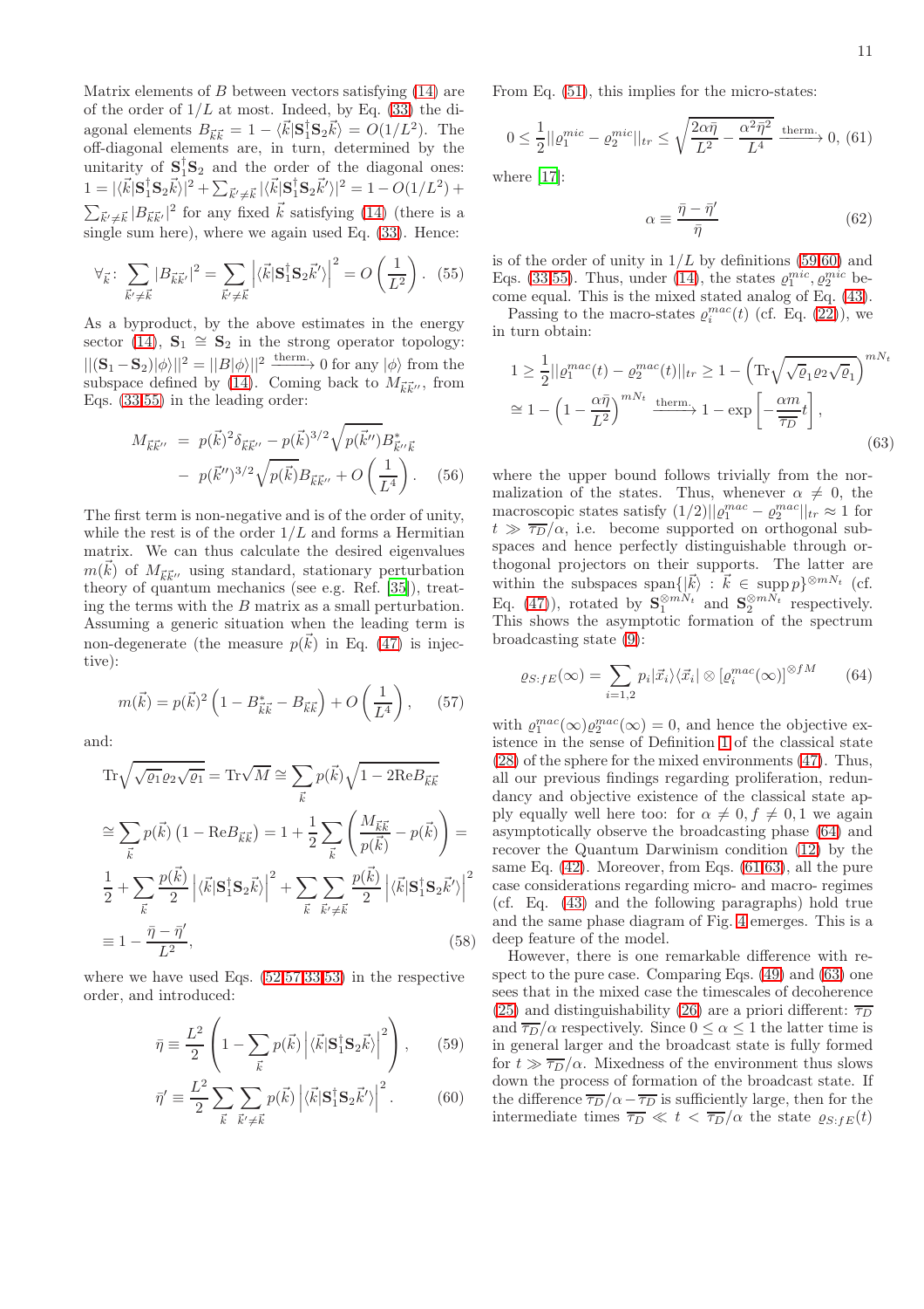Matrix elements of $B$ between vectors satisfying (14) are of the order of $1/L$ at most. Indeed, by Eq. (33) the diagonal elements $B_{\vec{k}\vec{k}} = 1 - \langle \vec{k}|\mathbf{S}_1^\dagger \mathbf{S}_2 \vec{k}\rangle = O(1/L^2)$. The off-diagonal elements are, in turn, determined by the unitarity of $\mathbf{S}_1^\dagger \mathbf{S}_2$ and the order of the diagonal ones: $1 = |\langle \vec{k}|\mathbf{S}_1^\dagger \mathbf{S}_2 \vec{k}\rangle|^2 + \sum_{\vec{k}'\neq\vec{k}} |\langle \vec{k}|\mathbf{S}_1^\dagger \mathbf{S}_2 \vec{k}'\rangle|^2 = 1 - O(1/L^2) + \sum_{\vec{k}'\neq\vec{k}} |B_{\vec{k}\vec{k}'}|^2$ for any fixed $\vec{k}$ satisfying (14) (there is a single sum here), where we again used Eq. (33). Hence:

$$\forall_{\vec{k}}: \sum_{\vec{k}'\neq\vec{k}} |B_{\vec{k}\vec{k}'}|^2 = \sum_{\vec{k}'\neq\vec{k}} \left|\langle \vec{k}|\mathbf{S}_1^\dagger \mathbf{S}_2 \vec{k}'\rangle\right|^2 = O\left(\frac{1}{L^2}\right). \quad (55)$$

As a byproduct, by the above estimates in the energy sector (14), $\mathbf{S}_1 \cong \mathbf{S}_2$ in the strong operator topology: $||(\mathbf{S}_1 - \mathbf{S}_2)|\phi\rangle||^2 = ||B|\phi\rangle||^2 \xrightarrow{\text{therm.}} 0$ for any $|\phi\rangle$ from the subspace defined by (14). Coming back to $M_{\vec{k}\vec{k}''}$, from Eqs. (33,55) in the leading order:

$$\begin{aligned} M_{\vec{k}\vec{k}''} &= p(\vec{k})^2 \delta_{\vec{k}\vec{k}''} - p(\vec{k})^{3/2} \sqrt{p(\vec{k}'')} B^*_{\vec{k}''\vec{k}} \\ &- p(\vec{k}'')^{3/2} \sqrt{p(\vec{k})} B_{\vec{k}\vec{k}''} + O\left(\frac{1}{L^4}\right). \end{aligned} \quad (56)$$

The first term is non-negative and is of the order of unity, while the rest is of the order $1/L$ and forms a Hermitian matrix. We can thus calculate the desired eigenvalues $m(\vec{k})$ of $M_{\vec{k}\vec{k}''}$ using standard, stationary perturbation theory of quantum mechanics (see e.g. Ref. [35]), treating the terms with the $B$ matrix as a small perturbation. Assuming a generic situation when the leading term is non-degenerate (the measure $p(\vec{k})$ in Eq. (47) is injective):

$$m(\vec{k}) = p(\vec{k})^2 \left(1 - B^*_{\vec{k}\vec{k}} - B_{\vec{k}\vec{k}}\right) + O\left(\frac{1}{L^4}\right), \quad (57)$$

and:

$$\begin{aligned} &\mathrm{Tr}\sqrt{\sqrt{\varrho_1}\varrho_2\sqrt{\varrho_1}} = \mathrm{Tr}\sqrt{M} \cong \sum_{\vec{k}} p(\vec{k})\sqrt{1 - 2\mathrm{Re}B_{\vec{k}\vec{k}}} \\ &\cong \sum_{\vec{k}} p(\vec{k})\left(1 - \mathrm{Re}B_{\vec{k}\vec{k}}\right) = 1 + \frac{1}{2}\sum_{\vec{k}}\left(\frac{M_{\vec{k}\vec{k}}}{p(\vec{k})} - p(\vec{k})\right) = \\ &\frac{1}{2} + \sum_{\vec{k}} \frac{p(\vec{k})}{2}\left|\langle \vec{k}|\mathbf{S}_1^\dagger \mathbf{S}_2 \vec{k}\rangle\right|^2 + \sum_{\vec{k}}\sum_{\vec{k}'\neq\vec{k}} \frac{p(\vec{k})}{2}\left|\langle \vec{k}|\mathbf{S}_1^\dagger \mathbf{S}_2 \vec{k}'\rangle\right|^2 \\ &\equiv 1 - \frac{\bar{\eta} - \bar{\eta}'}{L^2}, \end{aligned} \quad (58)$$

where we have used Eqs. (52,57,33,53) in the respective order, and introduced:

$$\bar{\eta} \equiv \frac{L^2}{2}\left(1 - \sum_{\vec{k}} p(\vec{k})\left|\langle \vec{k}|\mathbf{S}_1^\dagger \mathbf{S}_2 \vec{k}\rangle\right|^2\right), \quad (59)$$

$$\bar{\eta}' \equiv \frac{L^2}{2}\sum_{\vec{k}}\sum_{\vec{k}'\neq\vec{k}} p(\vec{k})\left|\langle \vec{k}|\mathbf{S}_1^\dagger \mathbf{S}_2 \vec{k}'\rangle\right|^2. \quad (60)$$

From Eq. (51), this implies for the micro-states:

$$0 \le \frac{1}{2}||\varrho_1^{mic} - \varrho_2^{mic}||_{tr} \le \sqrt{\frac{2\alpha\bar{\eta}}{L^2} - \frac{\alpha^2\bar{\eta}^2}{L^4}} \xrightarrow{\text{therm.}} 0, \quad (61)$$

where [17]:

$$\alpha \equiv \frac{\bar{\eta} - \bar{\eta}'}{\bar{\eta}} \quad (62)$$

is of the order of unity in $1/L$ by definitions (59,60) and Eqs. (33,55). Thus, under (14), the states $\varrho_1^{mic}, \varrho_2^{mic}$ become equal. This is the mixed stated analog of Eq. (43).

Passing to the macro-states $\varrho_i^{mac}(t)$ (cf. Eq. (22)), we in turn obtain:

$$\begin{aligned} 1 &\ge \frac{1}{2}||\varrho_1^{mac}(t) - \varrho_2^{mac}(t)||_{tr} \ge 1 - \left(\mathrm{Tr}\sqrt{\sqrt{\varrho_1}\varrho_2\sqrt{\varrho_1}}\right)^{mN_t} \\ &\cong 1 - \left(1 - \frac{\alpha\bar{\eta}}{L^2}\right)^{mN_t} \xrightarrow{\text{therm.}} 1 - \exp\left[-\frac{\alpha m}{\overline{\tau_D}}t\right], \end{aligned} \quad (63)$$

where the upper bound follows trivially from the normalization of the states. Thus, whenever $\alpha \neq 0$, the macroscopic states satisfy $(1/2)||\varrho_1^{mac} - \varrho_2^{mac}||_{tr} \approx 1$ for $t \gg \overline{\tau_D}/\alpha$, i.e. become supported on orthogonal subspaces and hence perfectly distinguishable through orthogonal projectors on their supports. The latter are within the subspaces $\mathrm{span}\{|\vec{k}\rangle : \vec{k} \in \mathrm{supp}\, p\}^{\otimes mN_t}$ (cf. Eq. (47)), rotated by $\mathbf{S}_1^{\otimes mN_t}$ and $\mathbf{S}_2^{\otimes mN_t}$ respectively. This shows the asymptotic formation of the spectrum broadcasting state (9):

$$\varrho_{S:fE}(\infty) = \sum_{i=1,2} p_i|\vec{x}_i\rangle\langle\vec{x}_i| \otimes \left[\varrho_i^{mac}(\infty)\right]^{\otimes fM} \quad (64)$$

with $\varrho_1^{mac}(\infty)\varrho_2^{mac}(\infty) = 0$, and hence the objective existence in the sense of Definition 1 of the classical state (28) of the sphere for the mixed environments (47). Thus, all our previous findings regarding proliferation, redundancy and objective existence of the classical state apply equally well here too: for $\alpha \neq 0, f \neq 0, 1$ we again asymptotically observe the broadcasting phase (64) and recover the Quantum Darwinism condition (12) by the same Eq. (42). Moreover, from Eqs. (61,63), all the pure case considerations regarding micro- and macro- regimes (cf. Eq. (43) and the following paragraphs) hold true and the same phase diagram of Fig. 4 emerges. This is a deep feature of the model.

However, there is one remarkable difference with respect to the pure case. Comparing Eqs. (49) and (63) one sees that in the mixed case the timescales of decoherence (25) and distinguishability (26) are a priori different: $\overline{\tau_D}$ and $\overline{\tau_D}/\alpha$ respectively. Since $0 \le \alpha \le 1$ the latter time is in general larger and the broadcast state is fully formed for $t \gg \overline{\tau_D}/\alpha$. Mixedness of the environment thus slows down the process of formation of the broadcast state. If the difference $\overline{\tau_D}/\alpha - \overline{\tau_D}$ is sufficiently large, then for the intermediate times $\overline{\tau_D} \ll t < \overline{\tau_D}/\alpha$ the state $\varrho_{S:fE}(t)$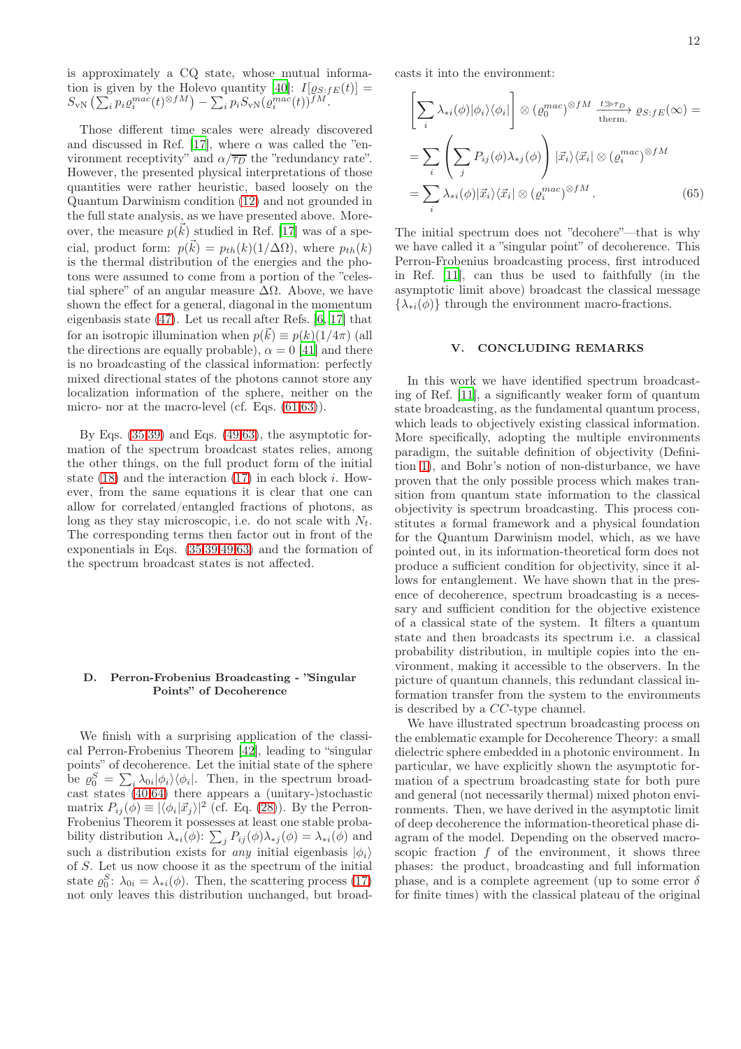is approximately a CQ state, whose mutual information is given by the Holevo quantity [40]: $I[\varrho_{S:fE}(t)] = S_{\rm vN}\left(\sum_i p_i \varrho_i^{mac}(t)^{\otimes fM}\right) - \sum_i p_i S_{\rm vN}(\varrho_i^{mac}(t))^{fM}$.

Those different time scales were already discovered and discussed in Ref. [17], where $\alpha$ was called the "environment receptivity" and $\alpha/\overline{\tau_D}$ the "redundancy rate". However, the presented physical interpretations of those quantities were rather heuristic, based loosely on the Quantum Darwinism condition (12) and not grounded in the full state analysis, as we have presented above. Moreover, the measure $p(\vec{k})$ studied in Ref. [17] was of a special, product form: $p(\vec{k}) = p_{th}(k)(1/\Delta\Omega)$, where $p_{th}(k)$ is the thermal distribution of the energies and the photons were assumed to come from a portion of the "celestial sphere" of an angular measure $\Delta\Omega$. Above, we have shown the effect for a general, diagonal in the momentum eigenbasis state (47). Let us recall after Refs. [6, 17] that for an isotropic illumination when $p(\vec{k}) \equiv p(k)(1/4\pi)$ (all the directions are equally probable), $\alpha = 0$ [41] and there is no broadcasting of the classical information: perfectly mixed directional states of the photons cannot store any localization information of the sphere, neither on the micro- nor at the macro-level (cf. Eqs. (61,63)).

By Eqs. (35,39) and Eqs. (49,63), the asymptotic formation of the spectrum broadcast states relies, among the other things, on the full product form of the initial state (18) and the interaction (17) in each block $i$. However, from the same equations it is clear that one can allow for correlated/entangled fractions of photons, as long as they stay microscopic, i.e. do not scale with $N_t$. The corresponding terms then factor out in front of the exponentials in Eqs. (35,39,49,63) and the formation of the spectrum broadcast states is not affected.

### D. Perron-Frobenius Broadcasting - "Singular Points" of Decoherence

We finish with a surprising application of the classical Perron-Frobenius Theorem [42], leading to "singular points" of decoherence. Let the initial state of the sphere be $\varrho_0^S = \sum_i \lambda_{0i}|\phi_i\rangle\langle\phi_i|$. Then, in the spectrum broadcast states (40,64) there appears a (unitary-)stochastic matrix $P_{ij}(\phi) \equiv |\langle\phi_i|\vec{x}_j\rangle|^2$ (cf. Eq. (28)). By the Perron-Frobenius Theorem it possesses at least one stable probability distribution $\lambda_{*i}(\phi)$: $\sum_j P_{ij}(\phi)\lambda_{*j}(\phi) = \lambda_{*i}(\phi)$ and such a distribution exists for *any* initial eigenbasis $|\phi_i\rangle$ of $S$. Let us now choose it as the spectrum of the initial state $\varrho_0^S$: $\lambda_{0i} = \lambda_{*i}(\phi)$. Then, the scattering process (17) not only leaves this distribution unchanged, but broadcasts it into the environment:

$$
\begin{aligned}
&\left[\sum_i \lambda_{*i}(\phi)|\phi_i\rangle\langle\phi_i|\right] \otimes (\varrho_0^{mac})^{\otimes fM} \xrightarrow[\text{therm.}]{t\gg\tau_D} \varrho_{S:fE}(\infty) = \\
&= \sum_i \left(\sum_j P_{ij}(\phi)\lambda_{*j}(\phi)\right) |\vec{x}_i\rangle\langle\vec{x}_i| \otimes (\varrho_i^{mac})^{\otimes fM} \\
&= \sum_i \lambda_{*i}(\phi)|\vec{x}_i\rangle\langle\vec{x}_i| \otimes (\varrho_i^{mac})^{\otimes fM}\,. \qquad (65)
\end{aligned}
$$

The initial spectrum does not "decohere"—that is why we have called it a "singular point" of decoherence. This Perron-Frobenius broadcasting process, first introduced in Ref. [11], can thus be used to faithfully (in the asymptotic limit above) broadcast the classical message $\{\lambda_{*i}(\phi)\}$ through the environment macro-fractions.

## V. CONCLUDING REMARKS

In this work we have identified spectrum broadcasting of Ref. [11], a significantly weaker form of quantum state broadcasting, as the fundamental quantum process, which leads to objectively existing classical information. More specifically, adopting the multiple environments paradigm, the suitable definition of objectivity (Definition 1), and Bohr's notion of non-disturbance, we have proven that the only possible process which makes transition from quantum state information to the classical objectivity is spectrum broadcasting. This process constitutes a formal framework and a physical foundation for the Quantum Darwinism model, which, as we have pointed out, in its information-theoretical form does not produce a sufficient condition for objectivity, since it allows for entanglement. We have shown that in the presence of decoherence, spectrum broadcasting is a necessary and sufficient condition for the objective existence of a classical state of the system. It filters a quantum state and then broadcasts its spectrum i.e. a classical probability distribution, in multiple copies into the environment, making it accessible to the observers. In the picture of quantum channels, this redundant classical information transfer from the system to the environments is described by a $CC$-type channel.

We have illustrated spectrum broadcasting process on the emblematic example for Decoherence Theory: a small dielectric sphere embedded in a photonic environment. In particular, we have explicitly shown the asymptotic formation of a spectrum broadcasting state for both pure and general (not necessarily thermal) mixed photon environments. Then, we have derived in the asymptotic limit of deep decoherence the information-theoretical phase diagram of the model. Depending on the observed macroscopic fraction $f$ of the environment, it shows three phases: the product, broadcasting and full information phase, and is a complete agreement (up to some error $\delta$ for finite times) with the classical plateau of the original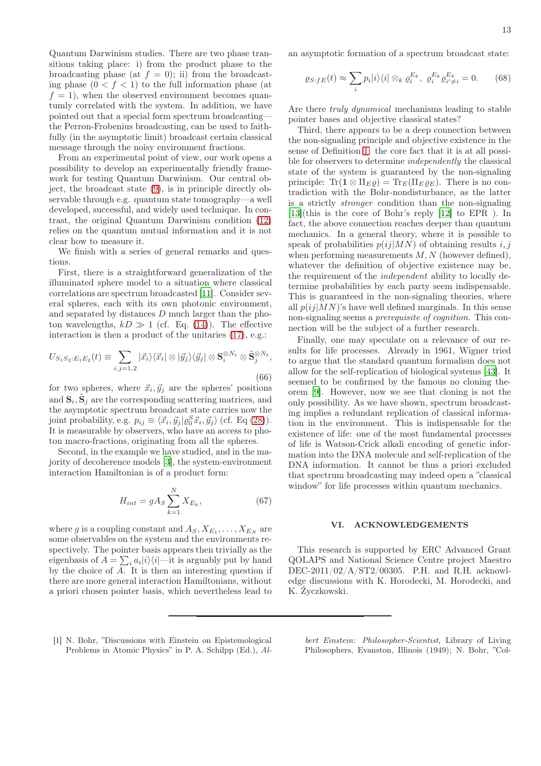Quantum Darwinism studies. There are two phase transitions taking place: i) from the product phase to the broadcasting phase (at $f = 0$); ii) from the broadcasting phase ($0 < f < 1$) to the full information phase (at $f = 1$), when the observed environment becomes quantumly correlated with the system. In addition, we have pointed out that a special form spectrum broadcasting—the Perron-Frobenius broadcasting, can be used to faithfully (in the asymptotic limit) broadcast certain classical message through the noisy environment fractions.

From an experimental point of view, our work opens a possibility to develop an experimentally friendly framework for testing Quantum Darwinism. Our central object, the broadcast state (9), is in principle directly observable through e.g. quantum state tomography—a well developed, successful, and widely used technique. In contrast, the original Quantum Darwinism condition (12) relies on the quantum mutual information and it is not clear how to measure it.

We finish with a series of general remarks and questions.

First, there is a straightforward generalization of the illuminated sphere model to a situation where classical correlations are spectrum broadcasted [11]. Consider several spheres, each with its own photonic environment, and separated by distances $D$ much larger than the photon wavelengths, $kD \gg 1$ (cf. Eq. (14)). The effective interaction is then a product of the unitaries (17), e.g.:

$$U_{S_1S_2:E_1E_2}(t) \equiv \sum_{i,j=1,2} |\vec{x}_i\rangle\langle\vec{x}_i| \otimes |\vec{y}_j\rangle\langle\vec{y}_j| \otimes \mathbf{S}_i^{\otimes N_t} \otimes \tilde{\mathbf{S}}_j^{\otimes N_t}, \tag{66}$$

for two spheres, where $\vec{x}_i, \vec{y}_j$ are the spheres' positions and $\mathbf{S}_i, \tilde{\mathbf{S}}_j$ are the corresponding scattering matrices, and the asymptotic spectrum broadcast state carries now the joint probability, e.g. $p_{ij} \equiv \langle\vec{x}_i, \vec{y}_j|\varrho_0^S\vec{x}_i, \vec{y}_j\rangle$ (cf. Eq (28)). It is measurable by observers, who have an access to photon macro-fractions, originating from all the spheres.

Second, in the example we have studied, and in the majority of decoherence models [3], the system-environment interaction Hamiltonian is of a product form:

$$H_{int} = gA_S \sum_{k=1}^{N} X_{E_k}, \tag{67}$$

where $g$ is a coupling constant and $A_S, X_{E_1}, \dots, X_{E_N}$ are some observables on the system and the environments respectively. The pointer basis appears then trivially as the eigenbasis of $A = \sum_i a_i|i\rangle\langle i|$—it is arguably put by hand by the choice of $A$. It is then an interesting question if there are more general interaction Hamiltonians, without a priori chosen pointer basis, which nevertheless lead to an asymptotic formation of a spectrum broadcast state:

$$\varrho_{S:fE}(t) \approx \sum_i p_i|i\rangle\langle i| \otimes_k \varrho_i^{E_k}, \;\; \varrho_i^{E_k}\varrho_{i'\neq i}^{E_k} = 0. \tag{68}$$

Are there *truly dynamical* mechanisms leading to stable pointer bases and objective classical states?

Third, there appears to be a deep connection between the non-signaling principle and objective existence in the sense of Definition 1: the core fact that it is at all possible for observers to determine *independently* the classical state of the system is guaranteed by the non-signaling principle: $\mathrm{Tr}(\mathbf{1} \otimes \Pi_E\varrho) = \mathrm{Tr}_E(\Pi_E\varrho_E)$. There is no contradiction with the Bohr-nondisturbance, as the latter is a strictly *stronger* condition than the non-signaling [13](this is the core of Bohr's reply [12] to EPR ). In fact, the above connection reaches deeper than quantum mechanics. In a general theory, where it is possible to speak of probabilities $p(ij|MN)$ of obtaining results $i, j$ when performing measurements $M, N$ (however defined), whatever the definition of objective existence may be, the requirement of the *independent* ability to locally determine probabilities by each party seem indispensable. This is guaranteed in the non-signaling theories, where all $p(ij|MN)$'s have well defined marginals. In this sense non-signaling seems a *prerequisite of cognition*. This connection will be the subject of a further research.

Finally, one may speculate on a relevance of our results for life processes. Already in 1961, Wigner tried to argue that the standard quantum formalism does not allow for the self-replication of biological systems [43]. It seemed to be confirmed by the famous no cloning theorem [9]. However, now we see that cloning is not the only possibility. As we have shown, spectrum broadcasting implies a redundant replication of classical information in the environment. This is indispensable for the existence of life: one of the most fundamental processes of life is Watson-Crick alkali encoding of genetic information into the DNA molecule and self-replication of the DNA information. It cannot be thus a priori excluded that spectrum broadcasting may indeed open a "classical window" for life processes within quantum mechanics.

## VI. ACKNOWLEDGEMENTS

This research is supported by ERC Advanced Grant QOLAPS and National Science Centre project Maestro DEC-2011/02/A/ST2/00305. P.H. and R.H. acknowledge discussions with K. Horodecki, M. Horodecki, and K. Życzkowski.

---

[1] N. Bohr, "Discussions with Einstein on Epistemological Problems in Atomic Physics" in P. A. Schilpp (Ed.), *Albert Einstein: Philosopher-Scientist*, Library of Living Philosophers, Evanston, Illinois (1949); N. Bohr, "Col-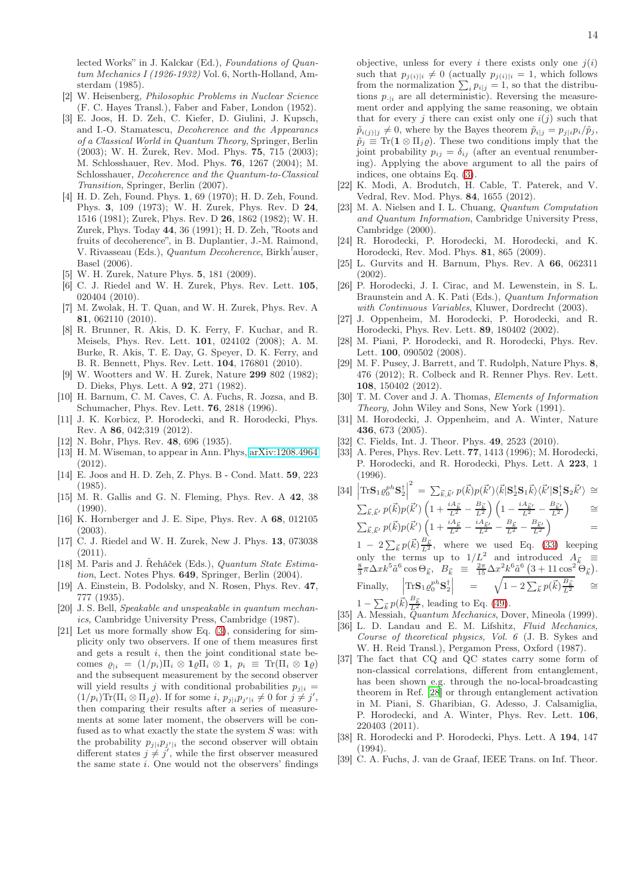lected Works" in J. Kalckar (Ed.), *Foundations of Quantum Mechanics I (1926-1932)* Vol. 6, North-Holland, Amsterdam (1985).

[2] W. Heisenberg, *Philosophic Problems in Nuclear Science* (F. C. Hayes Transl.), Faber and Faber, London (1952).

[3] E. Joos, H. D. Zeh, C. Kiefer, D. Giulini, J. Kupsch, and I.-O. Stamatescu, *Decoherence and the Appearancs of a Classical World in Quantum Theory*, Springer, Berlin (2003); W. H. Żurek, Rev. Mod. Phys. **75**, 715 (2003); M. Schlosshauer, Rev. Mod. Phys. **76**, 1267 (2004); M. Schlosshauer, *Decoherence and the Quantum-to-Classical Transition*, Springer, Berlin (2007).

[4] H. D. Zeh, Found. Phys. **1**, 69 (1970); H. D. Zeh, Found. Phys. **3**, 109 (1973); W. H. Zurek, Phys. Rev. D **24**, 1516 (1981); Zurek, Phys. Rev. D **26**, 1862 (1982); W. H. Zurek, Phys. Today **44**, 36 (1991); H. D. Zeh, "Roots and fruits of decoherence", in B. Duplantier, J.-M. Raimond, V. Rivasseau (Eds.), *Quantum Decoherence*, Birkh'auser, Basel (2006).

[5] W. H. Zurek, Nature Phys. **5**, 181 (2009).

[6] C. J. Riedel and W. H. Zurek, Phys. Rev. Lett. **105**, 020404 (2010).

[7] M. Zwolak, H. T. Quan, and W. H. Zurek, Phys. Rev. A **81**, 062110 (2010).

[8] R. Brunner, R. Akis, D. K. Ferry, F. Kuchar, and R. Meisels, Phys. Rev. Lett. **101**, 024102 (2008); A. M. Burke, R. Akis, T. E. Day, G. Speyer, D. K. Ferry, and B. R. Bennett, Phys. Rev. Lett. **104**, 176801 (2010).

[9] W. Wootters and W. H. Zurek, Nature **299** 802 (1982); D. Dieks, Phys. Lett. A **92**, 271 (1982).

[10] H. Barnum, C. M. Caves, C. A. Fuchs, R. Jozsa, and B. Schumacher, Phys. Rev. Lett. **76**, 2818 (1996).

[11] J. K. Korbicz, P. Horodecki, and R. Horodecki, Phys. Rev. A **86**, 042;319 (2012).

[12] N. Bohr, Phys. Rev. **48**, 696 (1935).

[13] H. M. Wiseman, to appear in Ann. Phys, arXiv:1208.4964 (2012).

[14] E. Joos and H. D. Zeh, Z. Phys. B - Cond. Matt. **59**, 223 (1985).

[15] M. R. Gallis and G. N. Fleming, Phys. Rev. A **42**, 38 (1990).

[16] K. Hornberger and J. E. Sipe, Phys. Rev. A **68**, 012105 (2003).

[17] C. J. Riedel and W. H. Zurek, New J. Phys. **13**, 073038 (2011).

[18] M. Paris and J. Řeháček (Eds.), *Quantum State Estimation*, Lect. Notes Phys. **649**, Springer, Berlin (2004).

[19] A. Einstein, B. Podolsky, and N. Rosen, Phys. Rev. **47**, 777 (1935).

[20] J. S. Bell, *Speakable and unspeakable in quantum mechanics*, Cambridge University Press, Cambridge (1987).

[21] Let us more formally show Eq. (3), considering for simplicity only two observers. If one of them measures first and gets a result $i$, then the joint conditional state becomes $\varrho_{|i} = (1/p_i)\Pi_i \otimes \mathbf{1}\varrho\Pi_i \otimes \mathbf{1}$, $p_i \equiv \mathrm{Tr}(\Pi_i \otimes \mathbf{1}\varrho)$ and the subsequent measurement by the second observer will yield results $j$ with conditional probabilities $p_{j|i} = (1/p_i)\mathrm{Tr}(\Pi_i \otimes \Pi_j\varrho)$. If for some $i$, $p_{j|i}p_{j'|i} \neq 0$ for $j \neq j'$, then comparing their results after a series of measurements at some later moment, the observers will be confused as to what exactly the state the system $S$ was: with the probability $p_{j|i}p_{j'|i}$ the second observer will obtain different states $j \neq j'$, while the first observer measured the same state $i$. One would not the observers' findings objective, unless for every $i$ there exists only one $j(i)$ such that $p_{j(i)|i} \neq 0$ (actually $p_{j(i)|i} = 1$, which follows from the normalization $\sum_i p_{i|j} = 1$, so that the distributions $p_{\cdot|i}$ are all deterministic). Reversing the measurement order and applying the same reasoning, we obtain that for every $j$ there can exist only one $i(j)$ such that $\tilde{p}_{i(j)|j} \neq 0$, where by the Bayes theorem $\tilde{p}_{i|j} = p_{j|i}p_i/\tilde{p}_j$, $\tilde{p}_j \equiv \mathrm{Tr}(\mathbf{1} \otimes \Pi_j\varrho)$. These two conditions imply that the joint probability $p_{ij} = \delta_{ij}$ (after an eventual renumbering). Applying the above argument to all the pairs of indices, one obtains Eq. (3).

[22] K. Modi, A. Brodutch, H. Cable, T. Paterek, and V. Vedral, Rev. Mod. Phys. **84**, 1655 (2012).

[23] M. A. Nielsen and I. L. Chuang, *Quantum Computation and Quantum Information*, Cambridge University Press, Cambridge (2000).

[24] R. Horodecki, P. Horodecki, M. Horodecki, and K. Horodecki, Rev. Mod. Phys. **81**, 865 (2009).

[25] L. Gurvits and H. Barnum, Phys. Rev. A **66**, 062311 (2002).

[26] P. Horodecki, J. I. Cirac, and M. Lewenstein, in S. L. Braunstein and A. K. Pati (Eds.), *Quantum Information with Continuous Variables*, Kluwer, Dordrecht (2003).

[27] J. Oppenheim, M. Horodecki, P. Horodecki, and R. Horodecki, Phys. Rev. Lett. **89**, 180402 (2002).

[28] M. Piani, P. Horodecki, and R. Horodecki, Phys. Rev. Lett. **100**, 090502 (2008).

[29] M. F. Pusey, J. Barrett, and T. Rudolph, Nature Phys. **8**, 476 (2012); R. Colbeck and R. Renner Phys. Rev. Lett. **108**, 150402 (2012).

[30] T. M. Cover and J. A. Thomas, *Elements of Information Theory*, John Wiley and Sons, New York (1991).

[31] M. Horodecki, J. Oppenheim, and A. Winter, Nature **436**, 673 (2005).

[32] C. Fields, Int. J. Theor. Phys. **49**, 2523 (2010).

[33] A. Peres, Phys. Rev. Lett. **77**, 1413 (1996); M. Horodecki, P. Horodecki, and R. Horodecki, Phys. Lett. A **223**, 1 (1996).

[34] $\left|\mathrm{Tr}\mathbf{S}_1\varrho_0^{ph}\mathbf{S}_2^\dagger\right|^2 = \sum_{\vec{k},\vec{k}'} p(\vec{k})p(\vec{k}')\langle\vec{k}|\mathbf{S}_2^\dagger\mathbf{S}_1\vec{k}\rangle\langle\vec{k}'|\mathbf{S}_1^\dagger\mathbf{S}_2\vec{k}'\rangle \cong \sum_{\vec{k},\vec{k}'} p(\vec{k})p(\vec{k}')\left(1 + \frac{iA_{\vec{k}}}{L^2} - \frac{B_{\vec{k}}}{L^2}\right)\left(1 - \frac{iA_{\vec{k}'}}{L^2} - \frac{B_{\vec{k}'}}{L^2}\right) \cong \sum_{\vec{k},\vec{k}'} p(\vec{k})p(\vec{k}')\left(1 + \frac{iA_{\vec{k}}}{L^2} - \frac{iA_{\vec{k}'}}{L^2} - \frac{B_{\vec{k}}}{L^2} - \frac{B_{\vec{k}'}}{L^2}\right) = 1 - 2\sum_{\vec{k}} p(\vec{k})\frac{B_{\vec{k}}}{L^2}$, where we used Eq. (33) keeping only the terms up to $1/L^2$ and introduced $A_{\vec{k}} \equiv \frac{8}{3}\pi\Delta x k^5\tilde{a}^6\cos\Theta_{\vec{k}}$, $B_{\vec{k}} \equiv \frac{2\pi}{15}\Delta x^2 k^6\tilde{a}^6\left(3 + 11\cos^2\Theta_{\vec{k}}\right)$. Finally, $\left|\mathrm{Tr}\mathbf{S}_1\varrho_0^{ph}\mathbf{S}_2^\dagger\right| = \sqrt{1 - 2\sum_{\vec{k}} p(\vec{k})\frac{B_{\vec{k}}}{L^2}} \cong 1 - \sum_{\vec{k}} p(\vec{k})\frac{B_{\vec{k}}}{L^2}$, leading to Eq. (49).

[35] A. Messiah, *Quantum Mechanics*, Dover, Mineola (1999).

[36] L. D. Landau and E. M. Lifshitz, *Fluid Mechanics, Course of theoretical physics, Vol. 6* (J. B. Sykes and W. H. Reid Transl.), Pergamon Press, Oxford (1987).

[37] The fact that CQ and QC states carry some form of non-classical correlations, different from entanglement, has been shown e.g. through the no-local-broadcasting theorem in Ref. [28] or through entanglement activation in M. Piani, S. Gharibian, G. Adesso, J. Calsamiglia, P. Horodecki, and A. Winter, Phys. Rev. Lett. **106**, 220403 (2011).

[38] R. Horodecki and P. Horodecki, Phys. Lett. A **194**, 147 (1994).

[39] C. A. Fuchs, J. van de Graaf, IEEE Trans. on Inf. Theor.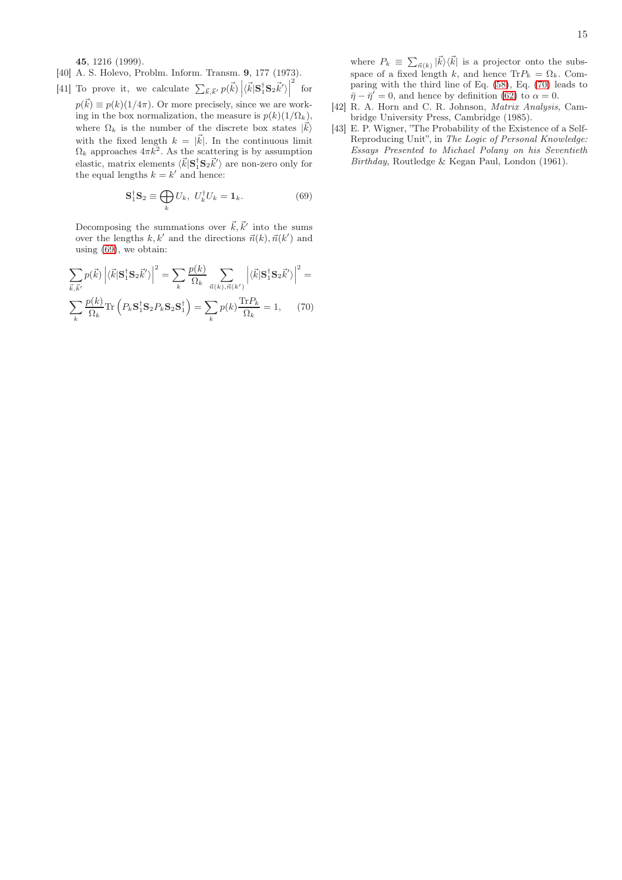**45**, 1216 (1999).

[40] A. S. Holevo, Problm. Inform. Transm. **9**, 177 (1973).

[41] To prove it, we calculate $\sum_{\vec{k},\vec{k}'} p(\vec{k}) \left|\langle\vec{k}|\mathbf{S}_1^\dagger\mathbf{S}_2\vec{k}'\rangle\right|^2$ for $p(\vec{k}) \equiv p(k)(1/4\pi)$. Or more precisely, since we are working in the box normalization, the measure is $p(k)(1/\Omega_k)$, where $\Omega_k$ is the number of the discrete box states $|\vec{k}\rangle$ with the fixed length $k = |\vec{k}|$. In the continuous limit $\Omega_k$ approaches $4\pi k^2$. As the scattering is by assumption elastic, matrix elements $\langle\vec{k}|\mathbf{S}_1^\dagger\mathbf{S}_2\vec{k}'\rangle$ are non-zero only for the equal lengths $k = k'$ and hence:

$$\mathbf{S}_1^\dagger\mathbf{S}_2 \equiv \bigoplus_k U_k,\ U_k^\dagger U_k = \mathbf{1}_k. \tag{69}$$

Decomposing the summations over $\vec{k},\vec{k}'$ into the sums over the lengths $k, k'$ and the directions $\vec{n}(k), \vec{n}(k')$ and using (69), we obtain:

$$\sum_{\vec{k},\vec{k}'} p(\vec{k}) \left|\langle\vec{k}|\mathbf{S}_1^\dagger\mathbf{S}_2\vec{k}'\rangle\right|^2 = \sum_k \frac{p(k)}{\Omega_k} \sum_{\vec{n}(k),\vec{n}(k')} \left|\langle\vec{k}|\mathbf{S}_1^\dagger\mathbf{S}_2\vec{k}'\rangle\right|^2 =$$
$$\sum_k \frac{p(k)}{\Omega_k} \mathrm{Tr}\left(P_k\mathbf{S}_1^\dagger\mathbf{S}_2 P_k \mathbf{S}_2\mathbf{S}_1^\dagger\right) = \sum_k p(k)\frac{\mathrm{Tr}P_k}{\Omega_k} = 1, \tag{70}$$

where $P_k \equiv \sum_{\vec{n}(k)} |\vec{k}\rangle\langle\vec{k}|$ is a projector onto the subsspace of a fixed length $k$, and hence $\mathrm{Tr}P_k = \Omega_k$. Comparing with the third line of Eq. (58), Eq. (70) leads to $\bar{\eta} - \bar{\eta}' = 0$, and hence by definition (62) to $\alpha = 0$.

[42] R. A. Horn and C. R. Johnson, *Matrix Analysis*, Cambridge University Press, Cambridge (1985).

[43] E. P. Wigner, "The Probability of the Existence of a Self-Reproducing Unit", in *The Logic of Personal Knowledge: Essays Presented to Michael Polany on his Seventieth Birthday*, Routledge & Kegan Paul, London (1961).